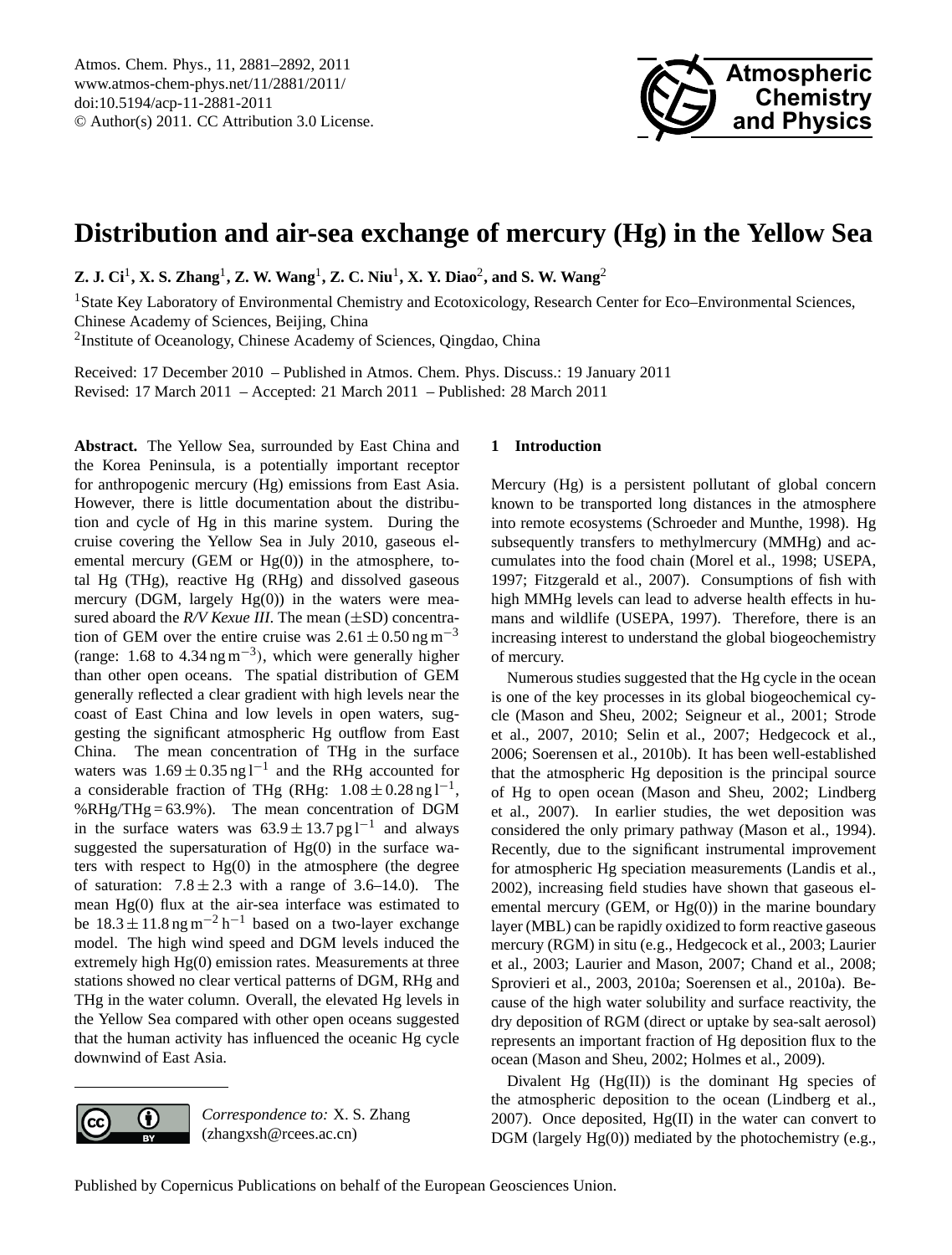# Distribution and air-sea exchange of mercury (Hg) in the Yellow Sea

**Z. J. Ci[1], X. S. Zhang[1], Z. W. Wang[1], Z. C. Niu[1], X. Y. Diao[2], and S. W. Wang[2]**

[1]State Key Laboratory of Environmental Chemistry and Ecotoxicology, Research Center for Eco–Environmental Sciences, Chinese Academy of Sciences, Beijing, China

[2]Institute of Oceanology, Chinese Academy of Sciences, Qingdao, China

Received: 17 December 2010 – Published in Atmos. Chem. Phys. Discuss.: 19 January 2011
Revised: 17 March 2011 – Accepted: 21 March 2011 – Published: 28 March 2011

**Abstract.** The Yellow Sea, surrounded by East China and the Korea Peninsula, is a potentially important receptor for anthropogenic mercury (Hg) emissions from East Asia. However, there is little documentation about the distribution and cycle of Hg in this marine system. During the cruise covering the Yellow Sea in July 2010, gaseous elemental mercury (GEM or Hg(0)) in the atmosphere, total Hg (THg), reactive Hg (RHg) and dissolved gaseous mercury (DGM, largely Hg(0)) in the waters were measured aboard the *R/V Kexue III*. The mean (±SD) concentration of GEM over the entire cruise was $2.61 \pm 0.50\,\mathrm{ng\,m^{-3}}$ (range: 1.68 to $4.34\,\mathrm{ng\,m^{-3}}$), which were generally higher than other open oceans. The spatial distribution of GEM generally reflected a clear gradient with high levels near the coast of East China and low levels in open waters, suggesting the significant atmospheric Hg outflow from East China. The mean concentration of THg in the surface waters was $1.69 \pm 0.35\,\mathrm{ng\,l^{-1}}$ and the RHg accounted for a considerable fraction of THg (RHg: $1.08 \pm 0.28\,\mathrm{ng\,l^{-1}}$, %RHg/THg = 63.9%). The mean concentration of DGM in the surface waters was $63.9 \pm 13.7\,\mathrm{pg\,l^{-1}}$ and always suggested the supersaturation of Hg(0) in the surface waters with respect to Hg(0) in the atmosphere (the degree of saturation: $7.8 \pm 2.3$ with a range of 3.6–14.0). The mean Hg(0) flux at the air-sea interface was estimated to be $18.3 \pm 11.8\,\mathrm{ng\,m^{-2}\,h^{-1}}$ based on a two-layer exchange model. The high wind speed and DGM levels induced the extremely high Hg(0) emission rates. Measurements at three stations showed no clear vertical patterns of DGM, RHg and THg in the water column. Overall, the elevated Hg levels in the Yellow Sea compared with other open oceans suggested that the human activity has influenced the oceanic Hg cycle downwind of East Asia.

*Correspondence to:* X. S. Zhang (zhangxsh@rcees.ac.cn)

## 1 Introduction

Mercury (Hg) is a persistent pollutant of global concern known to be transported long distances in the atmosphere into remote ecosystems (Schroeder and Munthe, 1998). Hg subsequently transfers to methylmercury (MMHg) and accumulates into the food chain (Morel et al., 1998; USEPA, 1997; Fitzgerald et al., 2007). Consumptions of fish with high MMHg levels can lead to adverse health effects in humans and wildlife (USEPA, 1997). Therefore, there is an increasing interest to understand the global biogeochemistry of mercury.

Numerous studies suggested that the Hg cycle in the ocean is one of the key processes in its global biogeochemical cycle (Mason and Sheu, 2002; Seigneur et al., 2001; Strode et al., 2007, 2010; Selin et al., 2007; Hedgecock et al., 2006; Soerensen et al., 2010b). It has been well-established that the atmospheric Hg deposition is the principal source of Hg to open ocean (Mason and Sheu, 2002; Lindberg et al., 2007). In earlier studies, the wet deposition was considered the only primary pathway (Mason et al., 1994). Recently, due to the significant instrumental improvement for atmospheric Hg speciation measurements (Landis et al., 2002), increasing field studies have shown that gaseous elemental mercury (GEM, or Hg(0)) in the marine boundary layer (MBL) can be rapidly oxidized to form reactive gaseous mercury (RGM) in situ (e.g., Hedgecock et al., 2003; Laurier et al., 2003; Laurier and Mason, 2007; Chand et al., 2008; Sprovieri et al., 2003, 2010a; Soerensen et al., 2010a). Because of the high water solubility and surface reactivity, the dry deposition of RGM (direct or uptake by sea-salt aerosol) represents an important fraction of Hg deposition flux to the ocean (Mason and Sheu, 2002; Holmes et al., 2009).

Divalent Hg (Hg(II)) is the dominant Hg species of the atmospheric deposition to the ocean (Lindberg et al., 2007). Once deposited, Hg(II) in the water can convert to DGM (largely Hg(0)) mediated by the photochemistry (e.g.,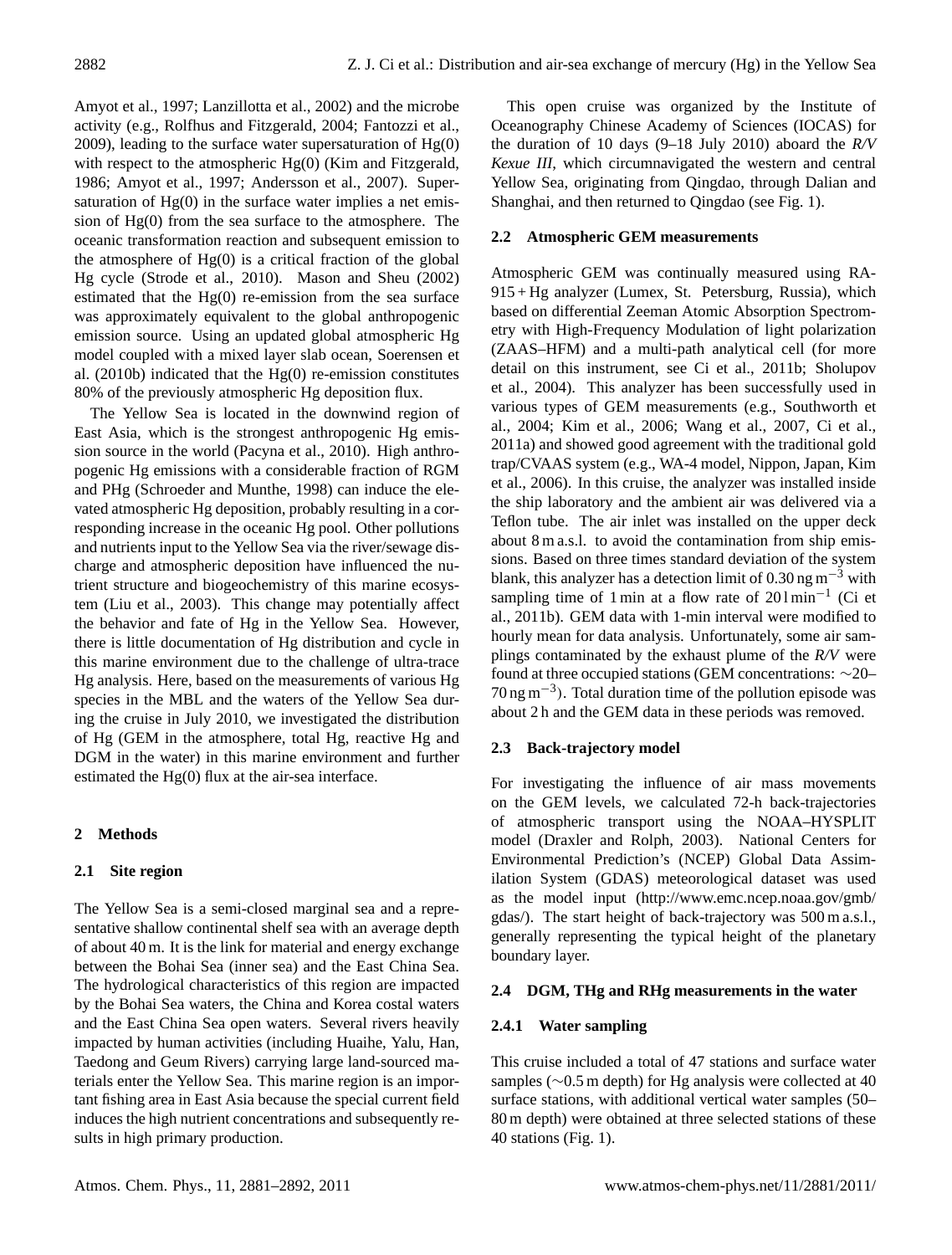Amyot et al., 1997; Lanzillotta et al., 2002) and the microbe activity (e.g., Rolfhus and Fitzgerald, 2004; Fantozzi et al., 2009), leading to the surface water supersaturation of Hg(0) with respect to the atmospheric Hg(0) (Kim and Fitzgerald, 1986; Amyot et al., 1997; Andersson et al., 2007). Supersaturation of Hg(0) in the surface water implies a net emission of Hg(0) from the sea surface to the atmosphere. The oceanic transformation reaction and subsequent emission to the atmosphere of Hg(0) is a critical fraction of the global Hg cycle (Strode et al., 2010). Mason and Sheu (2002) estimated that the Hg(0) re-emission from the sea surface was approximately equivalent to the global anthropogenic emission source. Using an updated global atmospheric Hg model coupled with a mixed layer slab ocean, Soerensen et al. (2010b) indicated that the Hg(0) re-emission constitutes 80% of the previously atmospheric Hg deposition flux.

The Yellow Sea is located in the downwind region of East Asia, which is the strongest anthropogenic Hg emission source in the world (Pacyna et al., 2010). High anthropogenic Hg emissions with a considerable fraction of RGM and PHg (Schroeder and Munthe, 1998) can induce the elevated atmospheric Hg deposition, probably resulting in a corresponding increase in the oceanic Hg pool. Other pollutions and nutrients input to the Yellow Sea via the river/sewage discharge and atmospheric deposition have influenced the nutrient structure and biogeochemistry of this marine ecosystem (Liu et al., 2003). This change may potentially affect the behavior and fate of Hg in the Yellow Sea. However, there is little documentation of Hg distribution and cycle in this marine environment due to the challenge of ultra-trace Hg analysis. Here, based on the measurements of various Hg species in the MBL and the waters of the Yellow Sea during the cruise in July 2010, we investigated the distribution of Hg (GEM in the atmosphere, total Hg, reactive Hg and DGM in the water) in this marine environment and further estimated the Hg(0) flux at the air-sea interface.

## 2 Methods

### 2.1 Site region

The Yellow Sea is a semi-closed marginal sea and a representative shallow continental shelf sea with an average depth of about 40 m. It is the link for material and energy exchange between the Bohai Sea (inner sea) and the East China Sea. The hydrological characteristics of this region are impacted by the Bohai Sea waters, the China and Korea costal waters and the East China Sea open waters. Several rivers heavily impacted by human activities (including Huaihe, Yalu, Han, Taedong and Geum Rivers) carrying large land-sourced materials enter the Yellow Sea. This marine region is an important fishing area in East Asia because the special current field induces the high nutrient concentrations and subsequently results in high primary production.

This open cruise was organized by the Institute of Oceanography Chinese Academy of Sciences (IOCAS) for the duration of 10 days (9–18 July 2010) aboard the *R/V Kexue III*, which circumnavigated the western and central Yellow Sea, originating from Qingdao, through Dalian and Shanghai, and then returned to Qingdao (see Fig. 1).

### 2.2 Atmospheric GEM measurements

Atmospheric GEM was continually measured using RA-915 + Hg analyzer (Lumex, St. Petersburg, Russia), which based on differential Zeeman Atomic Absorption Spectrometry with High-Frequency Modulation of light polarization (ZAAS–HFM) and a multi-path analytical cell (for more detail on this instrument, see Ci et al., 2011b; Sholupov et al., 2004). This analyzer has been successfully used in various types of GEM measurements (e.g., Southworth et al., 2004; Kim et al., 2006; Wang et al., 2007, Ci et al., 2011a) and showed good agreement with the traditional gold trap/CVAAS system (e.g., WA-4 model, Nippon, Japan, Kim et al., 2006). In this cruise, the analyzer was installed inside the ship laboratory and the ambient air was delivered via a Teflon tube. The air inlet was installed on the upper deck about 8 m a.s.l. to avoid the contamination from ship emissions. Based on three times standard deviation of the system blank, this analyzer has a detection limit of 0.30 ng $m^{-3}$ with sampling time of 1 min at a flow rate of 20 l $min^{-1}$ (Ci et al., 2011b). GEM data with 1-min interval were modified to hourly mean for data analysis. Unfortunately, some air samplings contaminated by the exhaust plume of the *R/V* were found at three occupied stations (GEM concentrations: ∼20–70 ng $m^{-3}$). Total duration time of the pollution episode was about 2 h and the GEM data in these periods was removed.

### 2.3 Back-trajectory model

For investigating the influence of air mass movements on the GEM levels, we calculated 72-h back-trajectories of atmospheric transport using the NOAA–HYSPLIT model (Draxler and Rolph, 2003). National Centers for Environmental Prediction's (NCEP) Global Data Assimilation System (GDAS) meteorological dataset was used as the model input (http://www.emc.ncep.noaa.gov/gmb/gdas/). The start height of back-trajectory was 500 m a.s.l., generally representing the typical height of the planetary boundary layer.

### 2.4 DGM, THg and RHg measurements in the water

#### 2.4.1 Water sampling

This cruise included a total of 47 stations and surface water samples (∼0.5 m depth) for Hg analysis were collected at 40 surface stations, with additional vertical water samples (50–80 m depth) were obtained at three selected stations of these 40 stations (Fig. 1).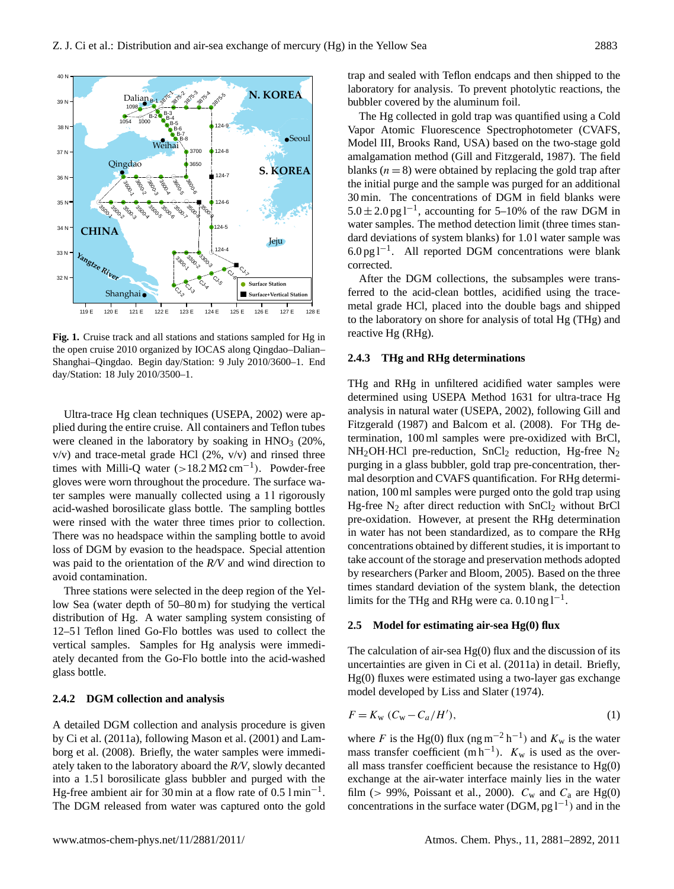**Fig. 1.** Cruise track and all stations and stations sampled for Hg in the open cruise 2010 organized by IOCAS along Qingdao–Dalian–Shanghai–Qingdao. Begin day/Station: 9 July 2010/3600–1. End day/Station: 18 July 2010/3500–1.

Ultra-trace Hg clean techniques (USEPA, 2002) were applied during the entire cruise. All containers and Teflon tubes were cleaned in the laboratory by soaking in $HNO_3$ (20%, v/v) and trace-metal grade HCl (2%, v/v) and rinsed three times with Milli-Q water (>18.2 MΩ $cm^{-1}$). Powder-free gloves were worn throughout the procedure. The surface water samples were manually collected using a 1 l rigorously acid-washed borosilicate glass bottle. The sampling bottles were rinsed with the water three times prior to collection. There was no headspace within the sampling bottle to avoid loss of DGM by evasion to the headspace. Special attention was paid to the orientation of the *R/V* and wind direction to avoid contamination.

Three stations were selected in the deep region of the Yellow Sea (water depth of 50–80 m) for studying the vertical distribution of Hg. A water sampling system consisting of 12–5 l Teflon lined Go-Flo bottles was used to collect the vertical samples. Samples for Hg analysis were immediately decanted from the Go-Flo bottle into the acid-washed glass bottle.

#### 2.4.2 DGM collection and analysis

A detailed DGM collection and analysis procedure is given by Ci et al. (2011a), following Mason et al. (2001) and Lamborg et al. (2008). Briefly, the water samples were immediately taken to the laboratory aboard the *R/V*, slowly decanted into a 1.5 l borosilicate glass bubbler and purged with the Hg-free ambient air for 30 min at a flow rate of 0.5 l $min^{-1}$. The DGM released from water was captured onto the gold trap and sealed with Teflon endcaps and then shipped to the laboratory for analysis. To prevent photolytic reactions, the bubbler covered by the aluminum foil.

The Hg collected in gold trap was quantified using a Cold Vapor Atomic Fluorescence Spectrophotometer (CVAFS, Model III, Brooks Rand, USA) based on the two-stage gold amalgamation method (Gill and Fitzgerald, 1987). The field blanks ($n = 8$) were obtained by replacing the gold trap after the initial purge and the sample was purged for an additional 30 min. The concentrations of DGM in field blanks were $5.0 \pm 2.0$ pg $l^{-1}$, accounting for 5–10% of the raw DGM in water samples. The method detection limit (three times standard deviations of system blanks) for 1.0 l water sample was 6.0 pg $l^{-1}$. All reported DGM concentrations were blank corrected.

After the DGM collections, the subsamples were transferred to the acid-clean bottles, acidified using the trace-metal grade HCl, placed into the double bags and shipped to the laboratory on shore for analysis of total Hg (THg) and reactive Hg (RHg).

#### 2.4.3 THg and RHg determinations

THg and RHg in unfiltered acidified water samples were determined using USEPA Method 1631 for ultra-trace Hg analysis in natural water (USEPA, 2002), following Gill and Fitzgerald (1987) and Balcom et al. (2008). For THg determination, 100 ml samples were pre-oxidized with BrCl, $NH_2OH{\cdot}HCl$ pre-reduction, $SnCl_2$ reduction, Hg-free $N_2$ purging in a glass bubbler, gold trap pre-concentration, thermal desorption and CVAFS quantification. For RHg determination, 100 ml samples were purged onto the gold trap using Hg-free $N_2$ after direct reduction with $SnCl_2$ without BrCl pre-oxidation. However, at present the RHg determination in water has not been standardized, as to compare the RHg concentrations obtained by different studies, it is important to take account of the storage and preservation methods adopted by researchers (Parker and Bloom, 2005). Based on the three times standard deviation of the system blank, the detection limits for the THg and RHg were ca. 0.10 ng $l^{-1}$.

### 2.5 Model for estimating air-sea Hg(0) flux

The calculation of air-sea Hg(0) flux and the discussion of its uncertainties are given in Ci et al. (2011a) in detail. Briefly, Hg(0) fluxes were estimated using a two-layer gas exchange model developed by Liss and Slater (1974).

$$F = K_w\,(C_w - C_a/H'), \tag{1}$$

where $F$ is the Hg(0) flux (ng $m^{-2}$ $h^{-1}$) and $K_w$ is the water mass transfer coefficient (m $h^{-1}$). $K_w$ is used as the overall mass transfer coefficient because the resistance to Hg(0) exchange at the air-water interface mainly lies in the water film (> 99%, Poissant et al., 2000). $C_w$ and $C_a$ are Hg(0) concentrations in the surface water (DGM, pg $l^{-1}$) and in the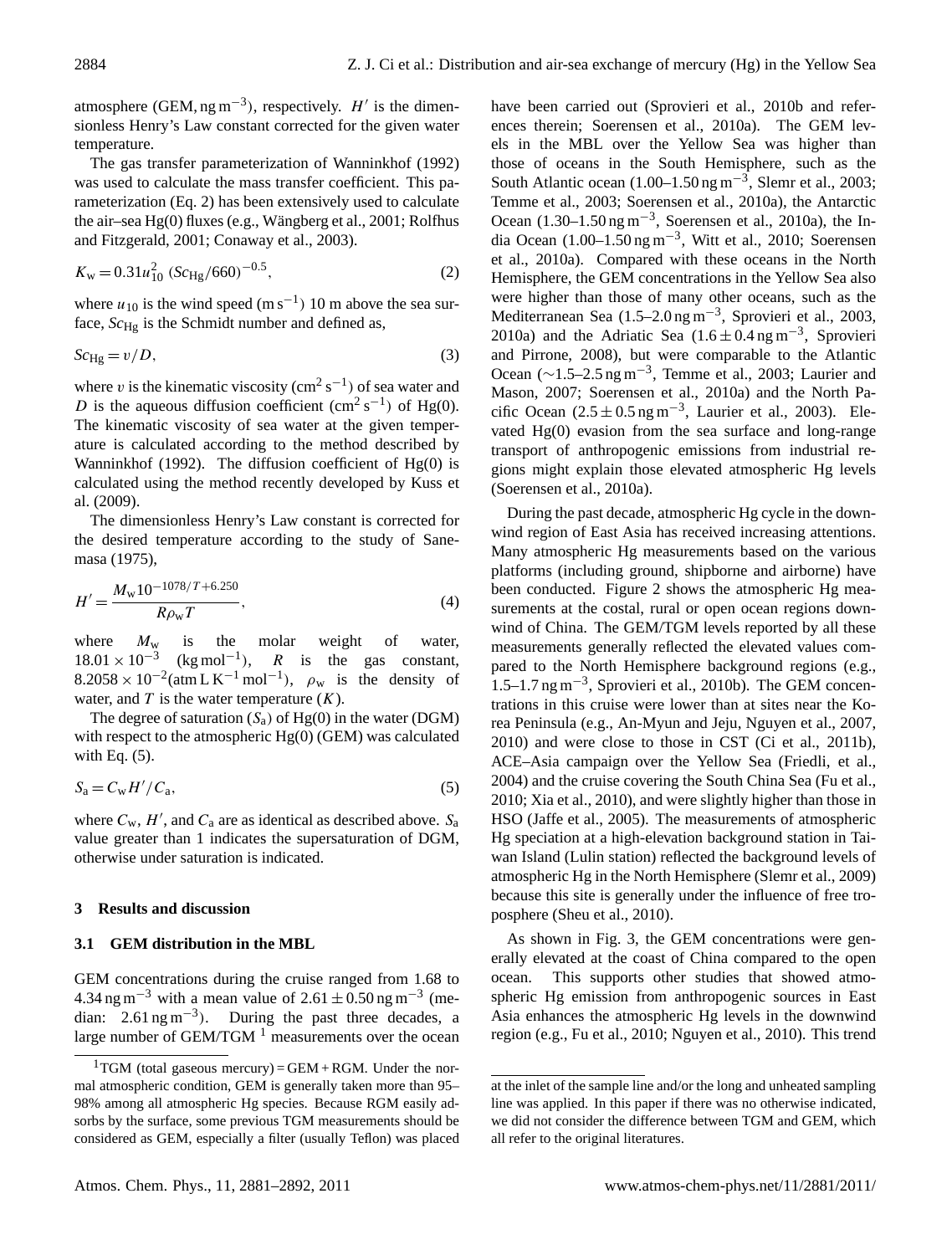atmosphere (GEM, $\mathrm{ng\,m^{-3}}$), respectively. $H'$ is the dimensionless Henry's Law constant corrected for the given water temperature.

The gas transfer parameterization of Wanninkhof (1992) was used to calculate the mass transfer coefficient. This parameterization (Eq. 2) has been extensively used to calculate the air–sea Hg(0) fluxes (e.g., Wängberg et al., 2001; Rolfhus and Fitzgerald, 2001; Conaway et al., 2003).

$$K_\mathrm{w} = 0.31 u_{10}^2 \,(Sc_\mathrm{Hg}/660)^{-0.5}, \tag{2}$$

where $u_{10}$ is the wind speed ($\mathrm{m\,s^{-1}}$) 10 m above the sea surface, $Sc_\mathrm{Hg}$ is the Schmidt number and defined as,

$$Sc_\mathrm{Hg} = v/D, \tag{3}$$

where $v$ is the kinematic viscosity ($\mathrm{cm^2\,s^{-1}}$) of sea water and $D$ is the aqueous diffusion coefficient ($\mathrm{cm^2\,s^{-1}}$) of Hg(0). The kinematic viscosity of sea water at the given temperature is calculated according to the method described by Wanninkhof (1992). The diffusion coefficient of Hg(0) is calculated using the method recently developed by Kuss et al. (2009).

The dimensionless Henry's Law constant is corrected for the desired temperature according to the study of Sanemasa (1975),

$$H' = \frac{M_\mathrm{w} 10^{-1078/T + 6.250}}{R \rho_\mathrm{w} T}, \tag{4}$$

where $M_\mathrm{w}$ is the molar weight of water, $18.01 \times 10^{-3}$ ($\mathrm{kg\,mol^{-1}}$), $R$ is the gas constant, $8.2058 \times 10^{-2}$ ($\mathrm{atm\,L\,K^{-1}\,mol^{-1}}$), $\rho_\mathrm{w}$ is the density of water, and $T$ is the water temperature ($K$).

The degree of saturation ($S_\mathrm{a}$) of Hg(0) in the water (DGM) with respect to the atmospheric Hg(0) (GEM) was calculated with Eq. (5).

$$S_\mathrm{a} = C_\mathrm{w} H'/C_\mathrm{a}, \tag{5}$$

where $C_\mathrm{w}$, $H'$, and $C_\mathrm{a}$ are as identical as described above. $S_\mathrm{a}$ value greater than 1 indicates the supersaturation of DGM, otherwise under saturation is indicated.

## 3 Results and discussion

### 3.1 GEM distribution in the MBL

GEM concentrations during the cruise ranged from 1.68 to 4.34 $\mathrm{ng\,m^{-3}}$ with a mean value of $2.61 \pm 0.50\,\mathrm{ng\,m^{-3}}$ (median: 2.61 $\mathrm{ng\,m^{-3}}$). During the past three decades, a large number of GEM/TGM [1] measurements over the ocean have been carried out (Sprovieri et al., 2010b and references therein; Soerensen et al., 2010a). The GEM levels in the MBL over the Yellow Sea was higher than those of oceans in the South Hemisphere, such as the South Atlantic ocean (1.00–1.50 $\mathrm{ng\,m^{-3}}$, Slemr et al., 2003; Temme et al., 2003; Soerensen et al., 2010a), the Antarctic Ocean (1.30–1.50 $\mathrm{ng\,m^{-3}}$, Soerensen et al., 2010a), the India Ocean (1.00–1.50 $\mathrm{ng\,m^{-3}}$, Witt et al., 2010; Soerensen et al., 2010a). Compared with these oceans in the North Hemisphere, the GEM concentrations in the Yellow Sea also were higher than those of many other oceans, such as the Mediterranean Sea (1.5–2.0 $\mathrm{ng\,m^{-3}}$, Sprovieri et al., 2003, 2010a) and the Adriatic Sea ($1.6 \pm 0.4\,\mathrm{ng\,m^{-3}}$, Sprovieri and Pirrone, 2008), but were comparable to the Atlantic Ocean (~1.5–2.5 $\mathrm{ng\,m^{-3}}$, Temme et al., 2003; Laurier and Mason, 2007; Soerensen et al., 2010a) and the North Pacific Ocean ($2.5 \pm 0.5\,\mathrm{ng\,m^{-3}}$, Laurier et al., 2003). Elevated Hg(0) evasion from the sea surface and long-range transport of anthropogenic emissions from industrial regions might explain those elevated atmospheric Hg levels (Soerensen et al., 2010a).

During the past decade, atmospheric Hg cycle in the downwind region of East Asia has received increasing attentions. Many atmospheric Hg measurements based on the various platforms (including ground, shipborne and airborne) have been conducted. Figure 2 shows the atmospheric Hg measurements at the costal, rural or open ocean regions downwind of China. The GEM/TGM levels reported by all these measurements generally reflected the elevated values compared to the North Hemisphere background regions (e.g., 1.5–1.7 $\mathrm{ng\,m^{-3}}$, Sprovieri et al., 2010b). The GEM concentrations in this cruise were lower than at sites near the Korea Peninsula (e.g., An-Myun and Jeju, Nguyen et al., 2007, 2010) and were close to those in CST (Ci et al., 2011b), ACE–Asia campaign over the Yellow Sea (Friedli, et al., 2004) and the cruise covering the South China Sea (Fu et al., 2010; Xia et al., 2010), and were slightly higher than those in HSO (Jaffe et al., 2005). The measurements of atmospheric Hg speciation at a high-elevation background station in Taiwan Island (Lulin station) reflected the background levels of atmospheric Hg in the North Hemisphere (Slemr et al., 2009) because this site is generally under the influence of free troposphere (Sheu et al., 2010).

As shown in Fig. 3, the GEM concentrations were generally elevated at the coast of China compared to the open ocean. This supports other studies that showed atmospheric Hg emission from anthropogenic sources in East Asia enhances the atmospheric Hg levels in the downwind region (e.g., Fu et al., 2010; Nguyen et al., 2010). This trend

[1] TGM (total gaseous mercury) = GEM + RGM. Under the normal atmospheric condition, GEM is generally taken more than 95–98% among all atmospheric Hg species. Because RGM easily adsorbs by the surface, some previous TGM measurements should be considered as GEM, especially a filter (usually Teflon) was placed at the inlet of the sample line and/or the long and unheated sampling line was applied. In this paper if there was no otherwise indicated, we did not consider the difference between TGM and GEM, which all refer to the original literatures.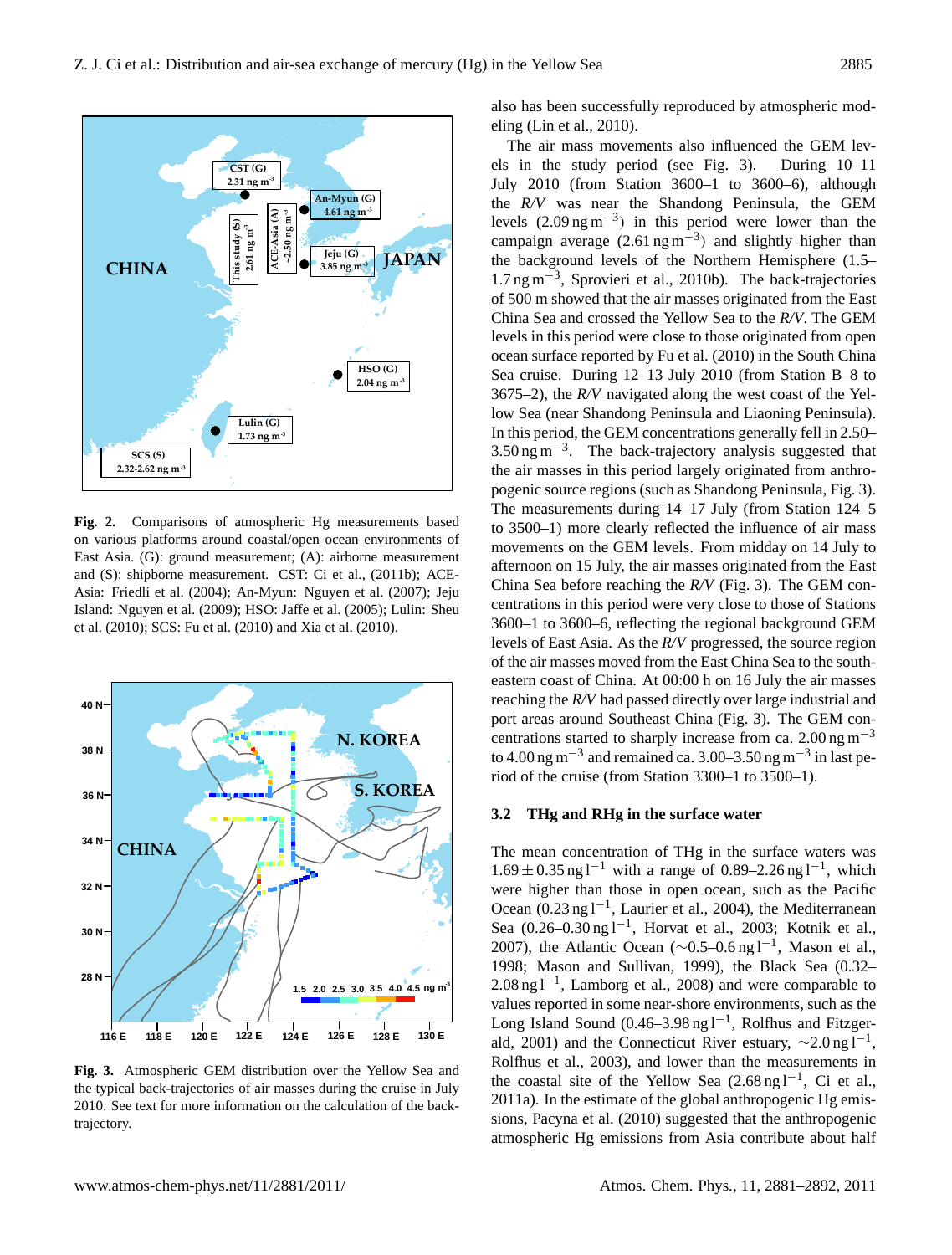Fig. 2. Comparisons of atmospheric Hg measurements based on various platforms around coastal/open ocean environments of East Asia. (G): ground measurement; (A): airborne measurement and (S): shipborne measurement. CST: Ci et al., (2011b); ACE-Asia: Friedli et al. (2004); An-Myun: Nguyen et al. (2007); Jeju Island: Nguyen et al. (2009); HSO: Jaffe et al. (2005); Lulin: Sheu et al. (2010); SCS: Fu et al. (2010) and Xia et al. (2010).

Fig. 3. Atmospheric GEM distribution over the Yellow Sea and the typical back-trajectories of air masses during the cruise in July 2010. See text for more information on the calculation of the back-trajectory.

also has been successfully reproduced by atmospheric modeling (Lin et al., 2010).

The air mass movements also influenced the GEM levels in the study period (see Fig. 3). During 10–11 July 2010 (from Station 3600–1 to 3600–6), although the *R/V* was near the Shandong Peninsula, the GEM levels ($2.09\,\mathrm{ng\,m^{-3}}$) in this period were lower than the campaign average ($2.61\,\mathrm{ng\,m^{-3}}$) and slightly higher than the background levels of the Northern Hemisphere (1.5–$1.7\,\mathrm{ng\,m^{-3}}$, Sprovieri et al., 2010b). The back-trajectories of 500 m showed that the air masses originated from the East China Sea and crossed the Yellow Sea to the *R/V*. The GEM levels in this period were close to those originated from open ocean surface reported by Fu et al. (2010) in the South China Sea cruise. During 12–13 July 2010 (from Station B–8 to 3675–2), the *R/V* navigated along the west coast of the Yellow Sea (near Shandong Peninsula and Liaoning Peninsula). In this period, the GEM concentrations generally fell in 2.50–$3.50\,\mathrm{ng\,m^{-3}}$. The back-trajectory analysis suggested that the air masses in this period largely originated from anthropogenic source regions (such as Shandong Peninsula, Fig. 3). The measurements during 14–17 July (from Station 124–5 to 3500–1) more clearly reflected the influence of air mass movements on the GEM levels. From midday on 14 July to afternoon on 15 July, the air masses originated from the East China Sea before reaching the *R/V* (Fig. 3). The GEM concentrations in this period were very close to those of Stations 3600–1 to 3600–6, reflecting the regional background GEM levels of East Asia. As the *R/V* progressed, the source region of the air masses moved from the East China Sea to the southeastern coast of China. At 00:00 h on 16 July the air masses reaching the *R/V* had passed directly over large industrial and port areas around Southeast China (Fig. 3). The GEM concentrations started to sharply increase from ca. $2.00\,\mathrm{ng\,m^{-3}}$ to $4.00\,\mathrm{ng\,m^{-3}}$ and remained ca. 3.00–$3.50\,\mathrm{ng\,m^{-3}}$ in last period of the cruise (from Station 3300–1 to 3500–1).

### 3.2 THg and RHg in the surface water

The mean concentration of THg in the surface waters was $1.69\pm0.35\,\mathrm{ng\,l^{-1}}$ with a range of 0.89–$2.26\,\mathrm{ng\,l^{-1}}$, which were higher than those in open ocean, such as the Pacific Ocean ($0.23\,\mathrm{ng\,l^{-1}}$, Laurier et al., 2004), the Mediterranean Sea (0.26–$0.30\,\mathrm{ng\,l^{-1}}$, Horvat et al., 2003; Kotnik et al., 2007), the Atlantic Ocean (∼0.5–$0.6\,\mathrm{ng\,l^{-1}}$, Mason et al., 1998; Mason and Sullivan, 1999), the Black Sea (0.32–$2.08\,\mathrm{ng\,l^{-1}}$, Lamborg et al., 2008) and were comparable to values reported in some near-shore environments, such as the Long Island Sound (0.46–$3.98\,\mathrm{ng\,l^{-1}}$, Rolfhus and Fitzgerald, 2001) and the Connecticut River estuary, ∼$2.0\,\mathrm{ng\,l^{-1}}$, Rolfhus et al., 2003), and lower than the measurements in the coastal site of the Yellow Sea ($2.68\,\mathrm{ng\,l^{-1}}$, Ci et al., 2011a). In the estimate of the global anthropogenic Hg emissions, Pacyna et al. (2010) suggested that the anthropogenic atmospheric Hg emissions from Asia contribute about half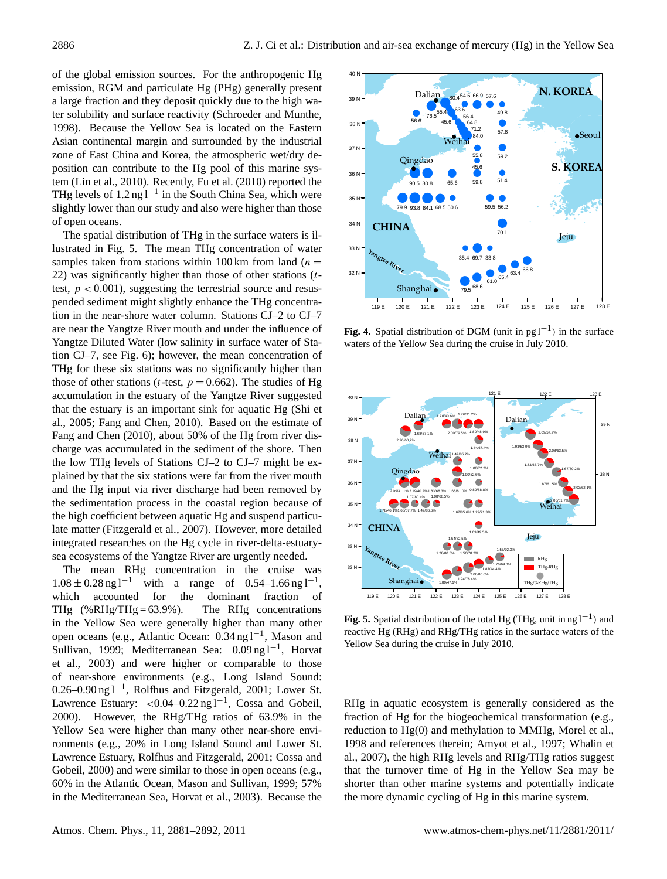of the global emission sources. For the anthropogenic Hg emission, RGM and particulate Hg (PHg) generally present a large fraction and they deposit quickly due to the high water solubility and surface reactivity (Schroeder and Munthe, 1998). Because the Yellow Sea is located on the Eastern Asian continental margin and surrounded by the industrial zone of East China and Korea, the atmospheric wet/dry deposition can contribute to the Hg pool of this marine system (Lin et al., 2010). Recently, Fu et al. (2010) reported the THg levels of 1.2 ng $l^{-1}$ in the South China Sea, which were slightly lower than our study and also were higher than those of open oceans.

The spatial distribution of THg in the surface waters is illustrated in Fig. 5. The mean THg concentration of water samples taken from stations within 100 km from land ($n = 22$) was significantly higher than those of other stations ($t$-test, $p < 0.001$), suggesting the terrestrial source and resuspended sediment might slightly enhance the THg concentration in the near-shore water column. Stations CJ–2 to CJ–7 are near the Yangtze River mouth and under the influence of Yangtze Diluted Water (low salinity in surface water of Station CJ–7, see Fig. 6); however, the mean concentration of THg for these six stations was no significantly higher than those of other stations ($t$-test, $p = 0.662$). The studies of Hg accumulation in the estuary of the Yangtze River suggested that the estuary is an important sink for aquatic Hg (Shi et al., 2005; Fang and Chen, 2010). Based on the estimate of Fang and Chen (2010), about 50% of the Hg from river discharge was accumulated in the sediment of the shore. Then the low THg levels of Stations CJ–2 to CJ–7 might be explained by that the six stations were far from the river mouth and the Hg input via river discharge had been removed by the sedimentation process in the coastal region because of the high coefficient between aquatic Hg and suspend particulate matter (Fitzgerald et al., 2007). However, more detailed integrated researches on the Hg cycle in river-delta-estuary-sea ecosystems of the Yangtze River are urgently needed.

The mean RHg concentration in the cruise was $1.08 \pm 0.28$ ng $l^{-1}$ with a range of 0.54–1.66 ng $l^{-1}$, which accounted for the dominant fraction of THg (%RHg/THg = 63.9%). The RHg concentrations in the Yellow Sea were generally higher than many other open oceans (e.g., Atlantic Ocean: 0.34 ng $l^{-1}$, Mason and Sullivan, 1999; Mediterranean Sea: 0.09 ng $l^{-1}$, Horvat et al., 2003) and were higher or comparable to those of near-shore environments (e.g., Long Island Sound: 0.26–0.90 ng $l^{-1}$, Rolfhus and Fitzgerald, 2001; Lower St. Lawrence Estuary: <0.04–0.22 ng $l^{-1}$, Cossa and Gobeil, 2000). However, the RHg/THg ratios of 63.9% in the Yellow Sea were higher than many other near-shore environments (e.g., 20% in Long Island Sound and Lower St. Lawrence Estuary, Rolfhus and Fitzgerald, 2001; Cossa and Gobeil, 2000) and were similar to those in open oceans (e.g., 60% in the Atlantic Ocean, Mason and Sullivan, 1999; 57% in the Mediterranean Sea, Horvat et al., 2003). Because the RHg in aquatic ecosystem is generally considered as the fraction of Hg for the biogeochemical transformation (e.g., reduction to Hg(0) and methylation to MMHg, Morel et al., 1998 and references therein; Amyot et al., 1997; Whalin et al., 2007), the high RHg levels and RHg/THg ratios suggest that the turnover time of Hg in the Yellow Sea may be shorter than other marine systems and potentially indicate the more dynamic cycling of Hg in this marine system.

**Fig. 4.** Spatial distribution of DGM (unit in pg $l^{-1}$) in the surface waters of the Yellow Sea during the cruise in July 2010.

**Fig. 5.** Spatial distribution of the total Hg (THg, unit in ng $l^{-1}$) and reactive Hg (RHg) and RHg/THg ratios in the surface waters of the Yellow Sea during the cruise in July 2010.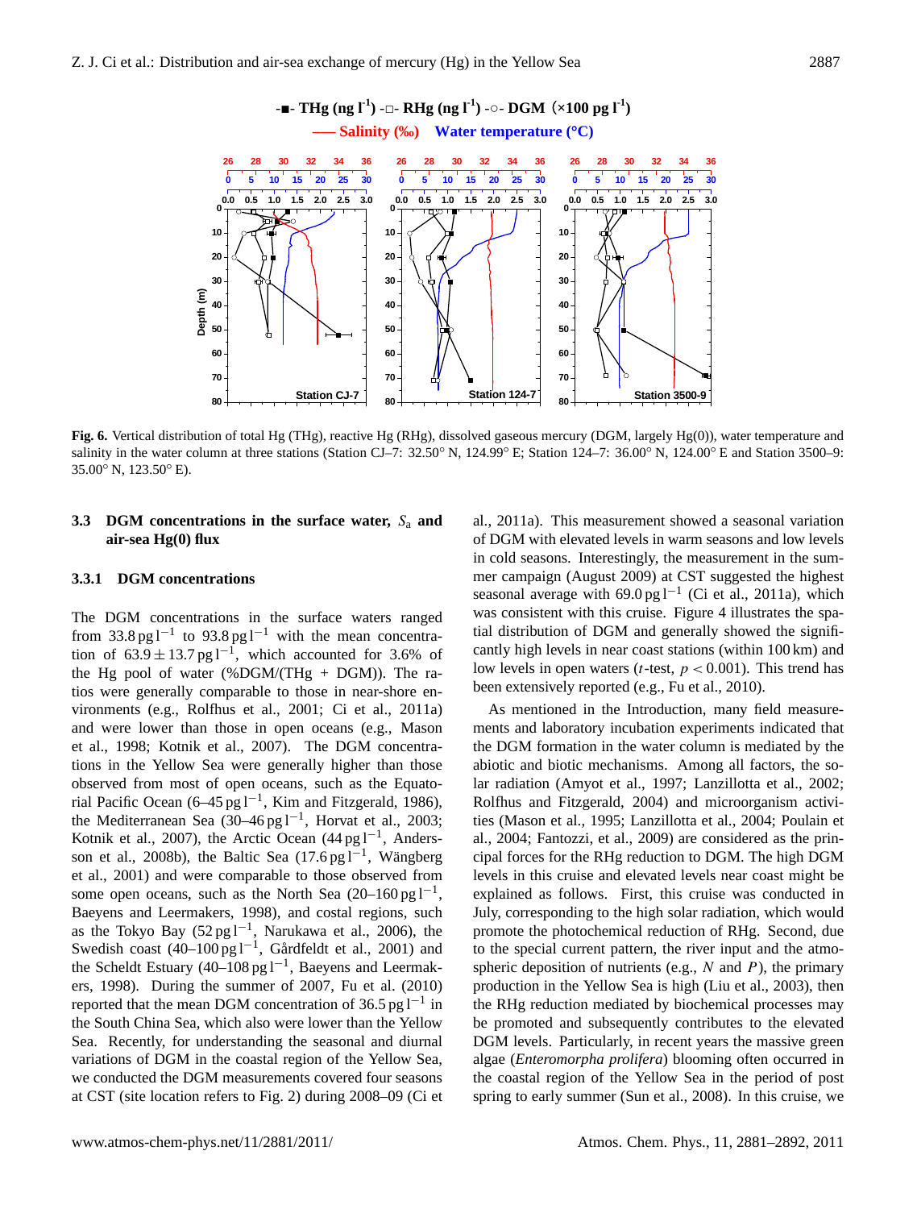**Fig. 6.** Vertical distribution of total Hg (THg), reactive Hg (RHg), dissolved gaseous mercury (DGM, largely Hg(0)), water temperature and salinity in the water column at three stations (Station CJ–7: 32.50° N, 124.99° E; Station 124–7: 36.00° N, 124.00° E and Station 3500–9: 35.00° N, 123.50° E).

### 3.3 DGM concentrations in the surface water, $S_a$ and air-sea Hg(0) flux

#### 3.3.1 DGM concentrations

The DGM concentrations in the surface waters ranged from 33.8 pg l$^{-1}$ to 93.8 pg l$^{-1}$ with the mean concentration of $63.9 \pm 13.7$ pg l$^{-1}$, which accounted for 3.6% of the Hg pool of water (%DGM/(THg + DGM)). The ratios were generally comparable to those in near-shore environments (e.g., Rolfhus et al., 2001; Ci et al., 2011a) and were lower than those in open oceans (e.g., Mason et al., 1998; Kotnik et al., 2007). The DGM concentrations in the Yellow Sea were generally higher than those observed from most of open oceans, such as the Equatorial Pacific Ocean (6–45 pg l$^{-1}$, Kim and Fitzgerald, 1986), the Mediterranean Sea (30–46 pg l$^{-1}$, Horvat et al., 2003; Kotnik et al., 2007), the Arctic Ocean (44 pg l$^{-1}$, Andersson et al., 2008b), the Baltic Sea (17.6 pg l$^{-1}$, Wängberg et al., 2001) and were comparable to those observed from some open oceans, such as the North Sea (20–160 pg l$^{-1}$, Baeyens and Leermakers, 1998), and costal regions, such as the Tokyo Bay (52 pg l$^{-1}$, Narukawa et al., 2006), the Swedish coast (40–100 pg l$^{-1}$, Gårdfeldt et al., 2001) and the Scheldt Estuary (40–108 pg l$^{-1}$, Baeyens and Leermakers, 1998). During the summer of 2007, Fu et al. (2010) reported that the mean DGM concentration of 36.5 pg l$^{-1}$ in the South China Sea, which also were lower than the Yellow Sea. Recently, for understanding the seasonal and diurnal variations of DGM in the coastal region of the Yellow Sea, we conducted the DGM measurements covered four seasons at CST (site location refers to Fig. 2) during 2008–09 (Ci et al., 2011a). This measurement showed a seasonal variation of DGM with elevated levels in warm seasons and low levels in cold seasons. Interestingly, the measurement in the summer campaign (August 2009) at CST suggested the highest seasonal average with 69.0 pg l$^{-1}$ (Ci et al., 2011a), which was consistent with this cruise. Figure 4 illustrates the spatial distribution of DGM and generally showed the significantly high levels in near coast stations (within 100 km) and low levels in open waters ($t$-test, $p < 0.001$). This trend has been extensively reported (e.g., Fu et al., 2010).

As mentioned in the Introduction, many field measurements and laboratory incubation experiments indicated that the DGM formation in the water column is mediated by the abiotic and biotic mechanisms. Among all factors, the solar radiation (Amyot et al., 1997; Lanzillotta et al., 2002; Rolfhus and Fitzgerald, 2004) and microorganism activities (Mason et al., 1995; Lanzillotta et al., 2004; Poulain et al., 2004; Fantozzi, et al., 2009) are considered as the principal forces for the RHg reduction to DGM. The high DGM levels in this cruise and elevated levels near coast might be explained as follows. First, this cruise was conducted in July, corresponding to the high solar radiation, which would promote the photochemical reduction of RHg. Second, due to the special current pattern, the river input and the atmospheric deposition of nutrients (e.g., $N$ and $P$), the primary production in the Yellow Sea is high (Liu et al., 2003), then the RHg reduction mediated by biochemical processes may be promoted and subsequently contributes to the elevated DGM levels. Particularly, in recent years the massive green algae (*Enteromorpha prolifera*) blooming often occurred in the coastal region of the Yellow Sea in the period of post spring to early summer (Sun et al., 2008). In this cruise, we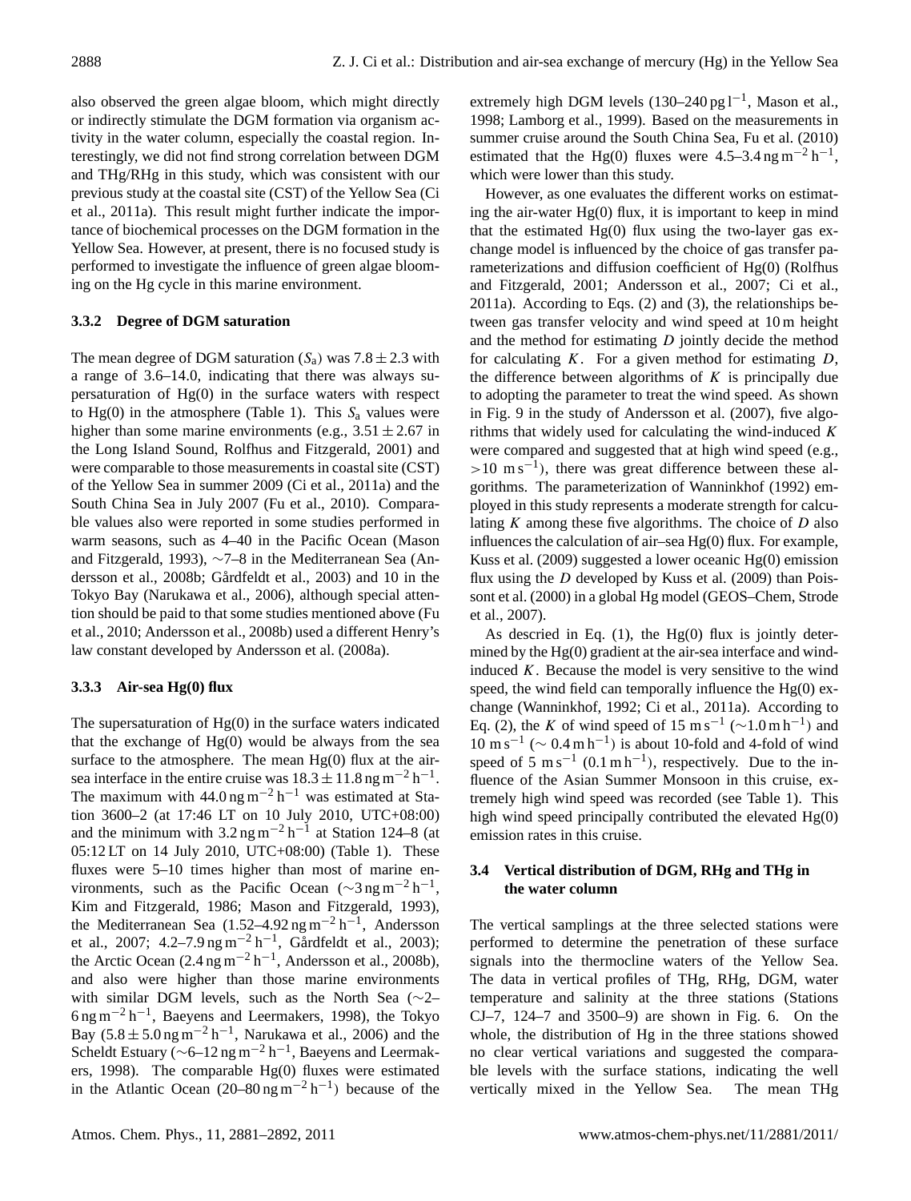also observed the green algae bloom, which might directly or indirectly stimulate the DGM formation via organism activity in the water column, especially the coastal region. Interestingly, we did not find strong correlation between DGM and THg/RHg in this study, which was consistent with our previous study at the coastal site (CST) of the Yellow Sea (Ci et al., 2011a). This result might further indicate the importance of biochemical processes on the DGM formation in the Yellow Sea. However, at present, there is no focused study is performed to investigate the influence of green algae blooming on the Hg cycle in this marine environment.

### 3.3.2 Degree of DGM saturation

The mean degree of DGM saturation ($S_a$) was $7.8 \pm 2.3$ with a range of 3.6–14.0, indicating that there was always supersaturation of Hg(0) in the surface waters with respect to Hg(0) in the atmosphere (Table 1). This $S_a$ values were higher than some marine environments (e.g., $3.51 \pm 2.67$ in the Long Island Sound, Rolfhus and Fitzgerald, 2001) and were comparable to those measurements in coastal site (CST) of the Yellow Sea in summer 2009 (Ci et al., 2011a) and the South China Sea in July 2007 (Fu et al., 2010). Comparable values also were reported in some studies performed in warm seasons, such as 4–40 in the Pacific Ocean (Mason and Fitzgerald, 1993), ∼7–8 in the Mediterranean Sea (Andersson et al., 2008b; Gårdfeldt et al., 2003) and 10 in the Tokyo Bay (Narukawa et al., 2006), although special attention should be paid to that some studies mentioned above (Fu et al., 2010; Andersson et al., 2008b) used a different Henry's law constant developed by Andersson et al. (2008a).

### 3.3.3 Air-sea Hg(0) flux

The supersaturation of Hg(0) in the surface waters indicated that the exchange of Hg(0) would be always from the sea surface to the atmosphere. The mean Hg(0) flux at the air-sea interface in the entire cruise was $18.3 \pm 11.8\,\mathrm{ng\,m^{-2}\,h^{-1}}$. The maximum with $44.0\,\mathrm{ng\,m^{-2}\,h^{-1}}$ was estimated at Station 3600–2 (at 17:46 LT on 10 July 2010, UTC+08:00) and the minimum with $3.2\,\mathrm{ng\,m^{-2}\,h^{-1}}$ at Station 124–8 (at 05:12 LT on 14 July 2010, UTC+08:00) (Table 1). These fluxes were 5–10 times higher than most of marine environments, such as the Pacific Ocean ($\sim 3\,\mathrm{ng\,m^{-2}\,h^{-1}}$, Kim and Fitzgerald, 1986; Mason and Fitzgerald, 1993), the Mediterranean Sea ($1.52$–$4.92\,\mathrm{ng\,m^{-2}\,h^{-1}}$, Andersson et al., 2007; $4.2$–$7.9\,\mathrm{ng\,m^{-2}\,h^{-1}}$, Gårdfeldt et al., 2003); the Arctic Ocean ($2.4\,\mathrm{ng\,m^{-2}\,h^{-1}}$, Andersson et al., 2008b), and also were higher than those marine environments with similar DGM levels, such as the North Sea ($\sim 2$–$6\,\mathrm{ng\,m^{-2}\,h^{-1}}$, Baeyens and Leermakers, 1998), the Tokyo Bay ($5.8 \pm 5.0\,\mathrm{ng\,m^{-2}\,h^{-1}}$, Narukawa et al., 2006) and the Scheldt Estuary ($\sim 6$–$12\,\mathrm{ng\,m^{-2}\,h^{-1}}$, Baeyens and Leermakers, 1998). The comparable Hg(0) fluxes were estimated in the Atlantic Ocean ($20$–$80\,\mathrm{ng\,m^{-2}\,h^{-1}}$) because of the extremely high DGM levels ($130$–$240\,\mathrm{pg\,l^{-1}}$, Mason et al., 1998; Lamborg et al., 1999). Based on the measurements in summer cruise around the South China Sea, Fu et al. (2010) estimated that the Hg(0) fluxes were $4.5$–$3.4\,\mathrm{ng\,m^{-2}\,h^{-1}}$, which were lower than this study.

However, as one evaluates the different works on estimating the air-water Hg(0) flux, it is important to keep in mind that the estimated Hg(0) flux using the two-layer gas exchange model is influenced by the choice of gas transfer parameterizations and diffusion coefficient of Hg(0) (Rolfhus and Fitzgerald, 2001; Andersson et al., 2007; Ci et al., 2011a). According to Eqs. (2) and (3), the relationships between gas transfer velocity and wind speed at 10 m height and the method for estimating $D$ jointly decide the method for calculating $K$. For a given method for estimating $D$, the difference between algorithms of $K$ is principally due to adopting the parameter to treat the wind speed. As shown in Fig. 9 in the study of Andersson et al. (2007), five algorithms that widely used for calculating the wind-induced $K$ were compared and suggested that at high wind speed (e.g., $>10\,\mathrm{m\,s^{-1}}$), there was great difference between these algorithms. The parameterization of Wanninkhof (1992) employed in this study represents a moderate strength for calculating $K$ among these five algorithms. The choice of $D$ also influences the calculation of air–sea Hg(0) flux. For example, Kuss et al. (2009) suggested a lower oceanic Hg(0) emission flux using the $D$ developed by Kuss et al. (2009) than Poissont et al. (2000) in a global Hg model (GEOS–Chem, Strode et al., 2007).

As descried in Eq. (1), the Hg(0) flux is jointly determined by the Hg(0) gradient at the air-sea interface and wind-induced $K$. Because the model is very sensitive to the wind speed, the wind field can temporally influence the Hg(0) exchange (Wanninkhof, 1992; Ci et al., 2011a). According to Eq. (2), the $K$ of wind speed of $15\,\mathrm{m\,s^{-1}}$ ($\sim 1.0\,\mathrm{m\,h^{-1}}$) and $10\,\mathrm{m\,s^{-1}}$ ($\sim 0.4\,\mathrm{m\,h^{-1}}$) is about 10-fold and 4-fold of wind speed of $5\,\mathrm{m\,s^{-1}}$ ($0.1\,\mathrm{m\,h^{-1}}$), respectively. Due to the influence of the Asian Summer Monsoon in this cruise, extremely high wind speed was recorded (see Table 1). This high wind speed principally contributed the elevated Hg(0) emission rates in this cruise.

## 3.4 Vertical distribution of DGM, RHg and THg in the water column

The vertical samplings at the three selected stations were performed to determine the penetration of these surface signals into the thermocline waters of the Yellow Sea. The data in vertical profiles of THg, RHg, DGM, water temperature and salinity at the three stations (Stations CJ–7, 124–7 and 3500–9) are shown in Fig. 6. On the whole, the distribution of Hg in the three stations showed no clear vertical variations and suggested the comparable levels with the surface stations, indicating the well vertically mixed in the Yellow Sea. The mean THg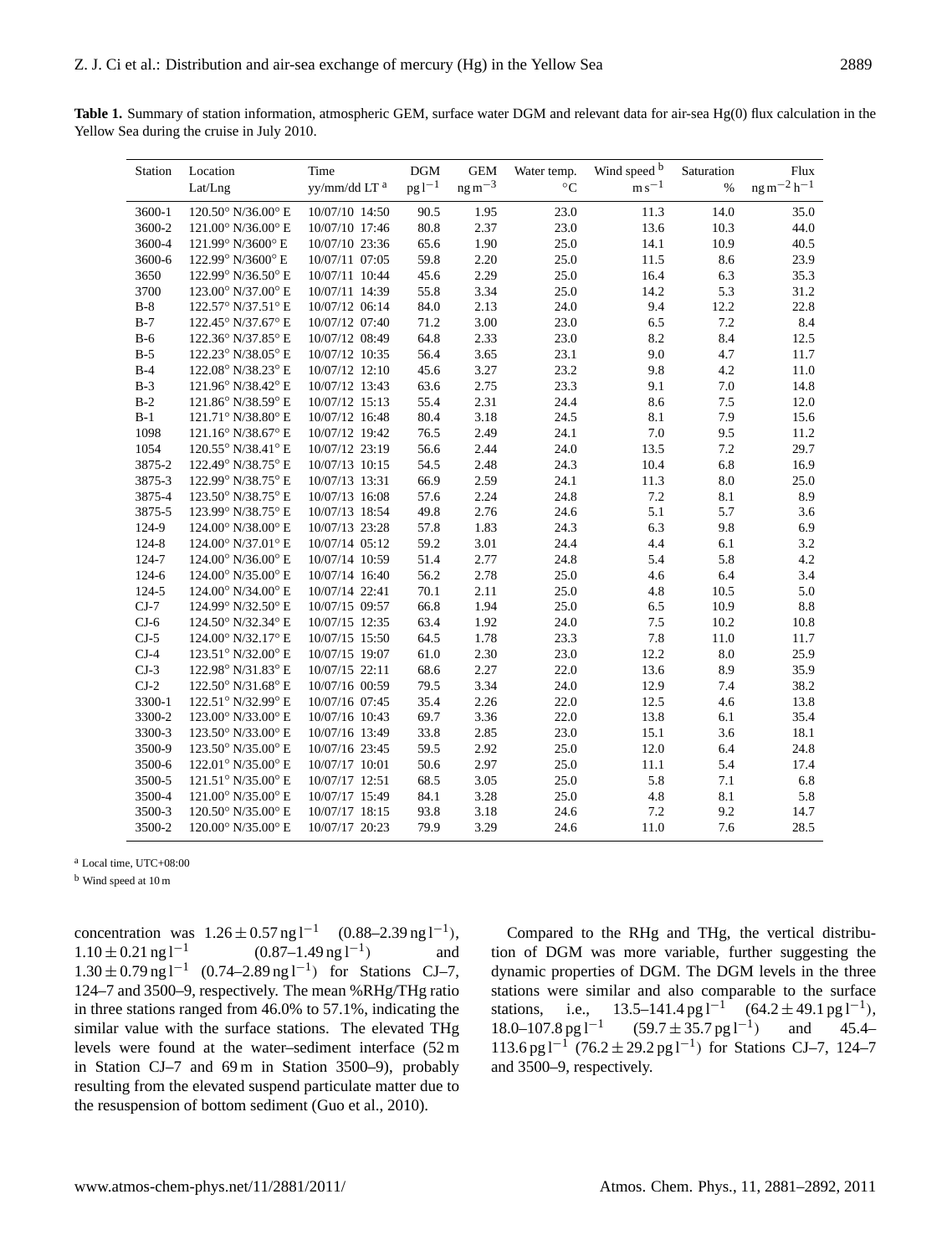**Table 1.** Summary of station information, atmospheric GEM, surface water DGM and relevant data for air-sea Hg(0) flux calculation in the Yellow Sea during the cruise in July 2010.

| Station | Location Lat/Lng | Time yy/mm/dd LT [a] | DGM $pg\,l^{-1}$ | GEM $ng\,m^{-3}$ | Water temp. $^{\circ}C$ | Wind speed [b] $m\,s^{-1}$ | Saturation % | Flux $ng\,m^{-2}\,h^{-1}$ |
|---|---|---|---|---|---|---|---|---|
| 3600-1 | 120.50° N/36.00° E | 10/07/10 14:50 | 90.5 | 1.95 | 23.0 | 11.3 | 14.0 | 35.0 |
| 3600-2 | 121.00° N/36.00° E | 10/07/10 17:46 | 80.8 | 2.37 | 23.0 | 13.6 | 10.3 | 44.0 |
| 3600-4 | 121.99° N/3600° E | 10/07/10 23:36 | 65.6 | 1.90 | 25.0 | 14.1 | 10.9 | 40.5 |
| 3600-6 | 122.99° N/3600° E | 10/07/11 07:05 | 59.8 | 2.20 | 25.0 | 11.5 | 8.6 | 23.9 |
| 3650 | 122.99° N/36.50° E | 10/07/11 10:44 | 45.6 | 2.29 | 25.0 | 16.4 | 6.3 | 35.3 |
| 3700 | 123.00° N/37.00° E | 10/07/11 14:39 | 55.8 | 3.34 | 25.0 | 14.2 | 5.3 | 31.2 |
| B-8 | 122.57° N/37.51° E | 10/07/12 06:14 | 84.0 | 2.13 | 24.0 | 9.4 | 12.2 | 22.8 |
| B-7 | 122.45° N/37.67° E | 10/07/12 07:40 | 71.2 | 3.00 | 23.0 | 6.5 | 7.2 | 8.4 |
| B-6 | 122.36° N/37.85° E | 10/07/12 08:49 | 64.8 | 2.33 | 23.0 | 8.2 | 8.4 | 12.5 |
| B-5 | 122.23° N/38.05° E | 10/07/12 10:35 | 56.4 | 3.65 | 23.1 | 9.0 | 4.7 | 11.7 |
| B-4 | 122.08° N/38.23° E | 10/07/12 12:10 | 45.6 | 3.27 | 23.2 | 9.8 | 4.2 | 11.0 |
| B-3 | 121.96° N/38.42° E | 10/07/12 13:43 | 63.6 | 2.75 | 23.3 | 9.1 | 7.0 | 14.8 |
| B-2 | 121.86° N/38.59° E | 10/07/12 15:13 | 55.4 | 2.31 | 24.4 | 8.6 | 7.5 | 12.0 |
| B-1 | 121.71° N/38.80° E | 10/07/12 16:48 | 80.4 | 3.18 | 24.5 | 8.1 | 7.9 | 15.6 |
| 1098 | 121.16° N/38.67° E | 10/07/12 19:42 | 76.5 | 2.49 | 24.1 | 7.0 | 9.5 | 11.2 |
| 1054 | 120.55° N/38.41° E | 10/07/12 23:19 | 56.6 | 2.44 | 24.0 | 13.5 | 7.2 | 29.7 |
| 3875-2 | 122.49° N/38.75° E | 10/07/13 10:15 | 54.5 | 2.48 | 24.3 | 10.4 | 6.8 | 16.9 |
| 3875-3 | 122.99° N/38.75° E | 10/07/13 13:31 | 66.9 | 2.59 | 24.1 | 11.3 | 8.0 | 25.0 |
| 3875-4 | 123.50° N/38.75° E | 10/07/13 16:08 | 57.6 | 2.24 | 24.8 | 7.2 | 8.1 | 8.9 |
| 3875-5 | 123.99° N/38.75° E | 10/07/13 18:54 | 49.8 | 2.76 | 24.6 | 5.1 | 5.7 | 3.6 |
| 124-9 | 124.00° N/38.00° E | 10/07/13 23:28 | 57.8 | 1.83 | 24.3 | 6.3 | 9.8 | 6.9 |
| 124-8 | 124.00° N/37.01° E | 10/07/14 05:12 | 59.2 | 3.01 | 24.4 | 4.4 | 6.1 | 3.2 |
| 124-7 | 124.00° N/36.00° E | 10/07/14 10:59 | 51.4 | 2.77 | 24.8 | 5.4 | 5.8 | 4.2 |
| 124-6 | 124.00° N/35.00° E | 10/07/14 16:40 | 56.2 | 2.78 | 25.0 | 4.6 | 6.4 | 3.4 |
| 124-5 | 124.00° N/34.00° E | 10/07/14 22:41 | 70.1 | 2.11 | 25.0 | 4.8 | 10.5 | 5.0 |
| CJ-7 | 124.99° N/32.50° E | 10/07/15 09:57 | 66.8 | 1.94 | 25.0 | 6.5 | 10.9 | 8.8 |
| CJ-6 | 124.50° N/32.34° E | 10/07/15 12:35 | 63.4 | 1.92 | 24.0 | 7.5 | 10.2 | 10.8 |
| CJ-5 | 124.00° N/32.17° E | 10/07/15 15:50 | 64.5 | 1.78 | 23.3 | 7.8 | 11.0 | 11.7 |
| CJ-4 | 123.51° N/32.00° E | 10/07/15 19:07 | 61.0 | 2.30 | 23.0 | 12.2 | 8.0 | 25.9 |
| CJ-3 | 122.98° N/31.83° E | 10/07/15 22:11 | 68.6 | 2.27 | 22.0 | 13.6 | 8.9 | 35.9 |
| CJ-2 | 122.50° N/31.68° E | 10/07/16 00:59 | 79.5 | 3.34 | 24.0 | 12.9 | 7.4 | 38.2 |
| 3300-1 | 122.51° N/32.99° E | 10/07/16 07:45 | 35.4 | 2.26 | 22.0 | 12.5 | 4.6 | 13.8 |
| 3300-2 | 123.00° N/33.00° E | 10/07/16 10:43 | 69.7 | 3.36 | 22.0 | 13.8 | 6.1 | 35.4 |
| 3300-3 | 123.50° N/33.00° E | 10/07/16 13:49 | 33.8 | 2.85 | 23.0 | 15.1 | 3.6 | 18.1 |
| 3500-9 | 123.50° N/35.00° E | 10/07/16 23:45 | 59.5 | 2.92 | 25.0 | 12.0 | 6.4 | 24.8 |
| 3500-6 | 122.01° N/35.00° E | 10/07/17 10:01 | 50.6 | 2.97 | 25.0 | 11.1 | 5.4 | 17.4 |
| 3500-5 | 121.51° N/35.00° E | 10/07/17 12:51 | 68.5 | 3.05 | 25.0 | 5.8 | 7.1 | 6.8 |
| 3500-4 | 121.00° N/35.00° E | 10/07/17 15:49 | 84.1 | 3.28 | 25.0 | 4.8 | 8.1 | 5.8 |
| 3500-3 | 120.50° N/35.00° E | 10/07/17 18:15 | 93.8 | 3.18 | 24.6 | 7.2 | 9.2 | 14.7 |
| 3500-2 | 120.00° N/35.00° E | 10/07/17 20:23 | 79.9 | 3.29 | 24.6 | 11.0 | 7.6 | 28.5 |

[a] Local time, UTC+08:00

[b] Wind speed at 10 m

concentration was $1.26 \pm 0.57\,ng\,l^{-1}$ ($0.88$–$2.39\,ng\,l^{-1}$), $1.10 \pm 0.21\,ng\,l^{-1}$ ($0.87$–$1.49\,ng\,l^{-1}$) and $1.30 \pm 0.79\,ng\,l^{-1}$ ($0.74$–$2.89\,ng\,l^{-1}$) for Stations CJ–7, 124–7 and 3500–9, respectively. The mean %RHg/THg ratio in three stations ranged from 46.0% to 57.1%, indicating the similar value with the surface stations. The elevated THg levels were found at the water–sediment interface (52 m in Station CJ–7 and 69 m in Station 3500–9), probably resulting from the elevated suspend particulate matter due to the resuspension of bottom sediment (Guo et al., 2010).

Compared to the RHg and THg, the vertical distribution of DGM was more variable, further suggesting the dynamic properties of DGM. The DGM levels in the three stations were similar and also comparable to the surface stations, i.e., $13.5$–$141.4\,pg\,l^{-1}$ ($64.2 \pm 49.1\,pg\,l^{-1}$), $18.0$–$107.8\,pg\,l^{-1}$ ($59.7 \pm 35.7\,pg\,l^{-1}$) and $45.4$–$113.6\,pg\,l^{-1}$ ($76.2 \pm 29.2\,pg\,l^{-1}$) for Stations CJ–7, 124–7 and 3500–9, respectively.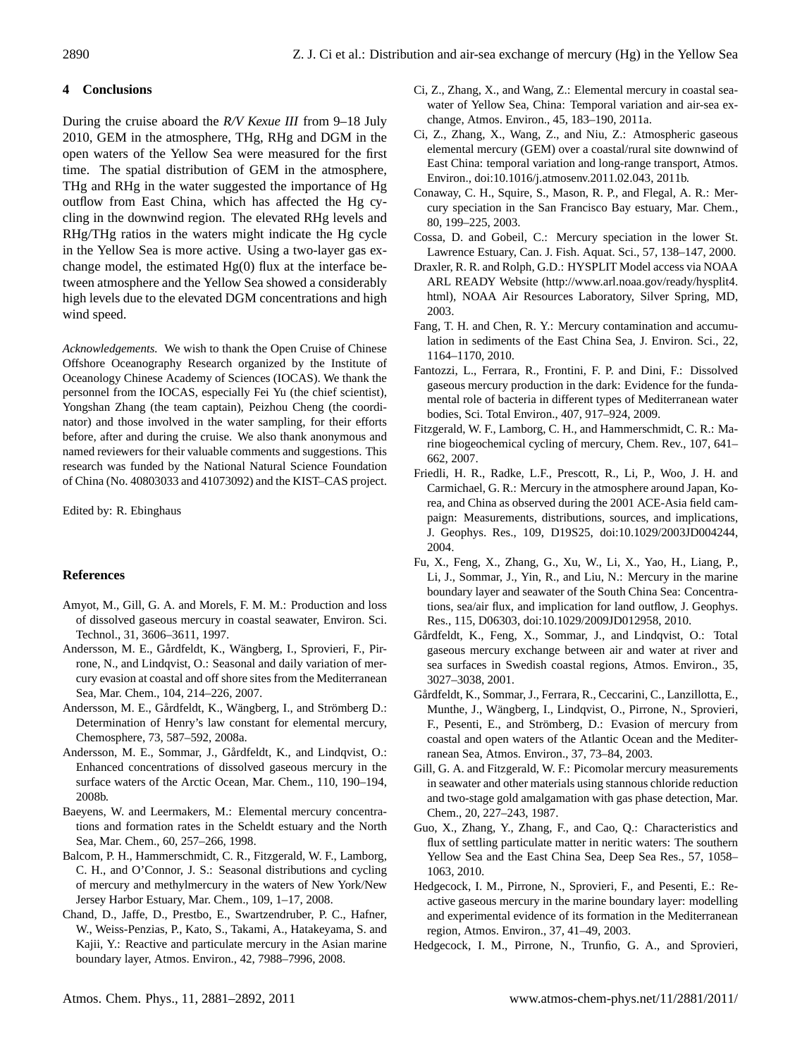## 4 Conclusions

During the cruise aboard the *R/V Kexue III* from 9–18 July 2010, GEM in the atmosphere, THg, RHg and DGM in the open waters of the Yellow Sea were measured for the first time. The spatial distribution of GEM in the atmosphere, THg and RHg in the water suggested the importance of Hg outflow from East China, which has affected the Hg cycling in the downwind region. The elevated RHg levels and RHg/THg ratios in the waters might indicate the Hg cycle in the Yellow Sea is more active. Using a two-layer gas exchange model, the estimated Hg(0) flux at the interface between atmosphere and the Yellow Sea showed a considerably high levels due to the elevated DGM concentrations and high wind speed.

*Acknowledgements.* We wish to thank the Open Cruise of Chinese Offshore Oceanography Research organized by the Institute of Oceanology Chinese Academy of Sciences (IOCAS). We thank the personnel from the IOCAS, especially Fei Yu (the chief scientist), Yongshan Zhang (the team captain), Peizhou Cheng (the coordinator) and those involved in the water sampling, for their efforts before, after and during the cruise. We also thank anonymous and named reviewers for their valuable comments and suggestions. This research was funded by the National Natural Science Foundation of China (No. 40803033 and 41073092) and the KIST–CAS project.

Edited by: R. Ebinghaus

## References

Amyot, M., Gill, G. A. and Morels, F. M. M.: Production and loss of dissolved gaseous mercury in coastal seawater, Environ. Sci. Technol., 31, 3606–3611, 1997.

Andersson, M. E., Gårdfeldt, K., Wängberg, I., Sprovieri, F., Pirrone, N., and Lindqvist, O.: Seasonal and daily variation of mercury evasion at coastal and off shore sites from the Mediterranean Sea, Mar. Chem., 104, 214–226, 2007.

Andersson, M. E., Gårdfeldt, K., Wängberg, I., and Strömberg D.: Determination of Henry's law constant for elemental mercury, Chemosphere, 73, 587–592, 2008a.

Andersson, M. E., Sommar, J., Gårdfeldt, K., and Lindqvist, O.: Enhanced concentrations of dissolved gaseous mercury in the surface waters of the Arctic Ocean, Mar. Chem., 110, 190–194, 2008b.

Baeyens, W. and Leermakers, M.: Elemental mercury concentrations and formation rates in the Scheldt estuary and the North Sea, Mar. Chem., 60, 257–266, 1998.

Balcom, P. H., Hammerschmidt, C. R., Fitzgerald, W. F., Lamborg, C. H., and O'Connor, J. S.: Seasonal distributions and cycling of mercury and methylmercury in the waters of New York/New Jersey Harbor Estuary, Mar. Chem., 109, 1–17, 2008.

Chand, D., Jaffe, D., Prestbo, E., Swartzendruber, P. C., Hafner, W., Weiss-Penzias, P., Kato, S., Takami, A., Hatakeyama, S. and Kajii, Y.: Reactive and particulate mercury in the Asian marine boundary layer, Atmos. Environ., 42, 7988–7996, 2008.

Ci, Z., Zhang, X., and Wang, Z.: Elemental mercury in coastal seawater of Yellow Sea, China: Temporal variation and air-sea exchange, Atmos. Environ., 45, 183–190, 2011a.

Ci, Z., Zhang, X., Wang, Z., and Niu, Z.: Atmospheric gaseous elemental mercury (GEM) over a coastal/rural site downwind of East China: temporal variation and long-range transport, Atmos. Environ., doi:10.1016/j.atmosenv.2011.02.043, 2011b.

Conaway, C. H., Squire, S., Mason, R. P., and Flegal, A. R.: Mercury speciation in the San Francisco Bay estuary, Mar. Chem., 80, 199–225, 2003.

Cossa, D. and Gobeil, C.: Mercury speciation in the lower St. Lawrence Estuary, Can. J. Fish. Aquat. Sci., 57, 138–147, 2000.

Draxler, R. R. and Rolph, G.D.: HYSPLIT Model access via NOAA ARL READY Website (http://www.arl.noaa.gov/ready/hysplit4.html), NOAA Air Resources Laboratory, Silver Spring, MD, 2003.

Fang, T. H. and Chen, R. Y.: Mercury contamination and accumulation in sediments of the East China Sea, J. Environ. Sci., 22, 1164–1170, 2010.

Fantozzi, L., Ferrara, R., Frontini, F. P. and Dini, F.: Dissolved gaseous mercury production in the dark: Evidence for the fundamental role of bacteria in different types of Mediterranean water bodies, Sci. Total Environ., 407, 917–924, 2009.

Fitzgerald, W. F., Lamborg, C. H., and Hammerschmidt, C. R.: Marine biogeochemical cycling of mercury, Chem. Rev., 107, 641–662, 2007.

Friedli, H. R., Radke, L.F., Prescott, R., Li, P., Woo, J. H. and Carmichael, G. R.: Mercury in the atmosphere around Japan, Korea, and China as observed during the 2001 ACE-Asia field campaign: Measurements, distributions, sources, and implications, J. Geophys. Res., 109, D19S25, doi:10.1029/2003JD004244, 2004.

Fu, X., Feng, X., Zhang, G., Xu, W., Li, X., Yao, H., Liang, P., Li, J., Sommar, J., Yin, R., and Liu, N.: Mercury in the marine boundary layer and seawater of the South China Sea: Concentrations, sea/air flux, and implication for land outflow, J. Geophys. Res., 115, D06303, doi:10.1029/2009JD012958, 2010.

Gårdfeldt, K., Feng, X., Sommar, J., and Lindqvist, O.: Total gaseous mercury exchange between air and water at river and sea surfaces in Swedish coastal regions, Atmos. Environ., 35, 3027–3038, 2001.

Gårdfeldt, K., Sommar, J., Ferrara, R., Ceccarini, C., Lanzillotta, E., Munthe, J., Wängberg, I., Lindqvist, O., Pirrone, N., Sprovieri, F., Pesenti, E., and Strömberg, D.: Evasion of mercury from coastal and open waters of the Atlantic Ocean and the Mediterranean Sea, Atmos. Environ., 37, 73–84, 2003.

Gill, G. A. and Fitzgerald, W. F.: Picomolar mercury measurements in seawater and other materials using stannous chloride reduction and two-stage gold amalgamation with gas phase detection, Mar. Chem., 20, 227–243, 1987.

Guo, X., Zhang, Y., Zhang, F., and Cao, Q.: Characteristics and flux of settling particulate matter in neritic waters: The southern Yellow Sea and the East China Sea, Deep Sea Res., 57, 1058–1063, 2010.

Hedgecock, I. M., Pirrone, N., Sprovieri, F., and Pesenti, E.: Reactive gaseous mercury in the marine boundary layer: modelling and experimental evidence of its formation in the Mediterranean region, Atmos. Environ., 37, 41–49, 2003.

Hedgecock, I. M., Pirrone, N., Trunfio, G. A., and Sprovieri,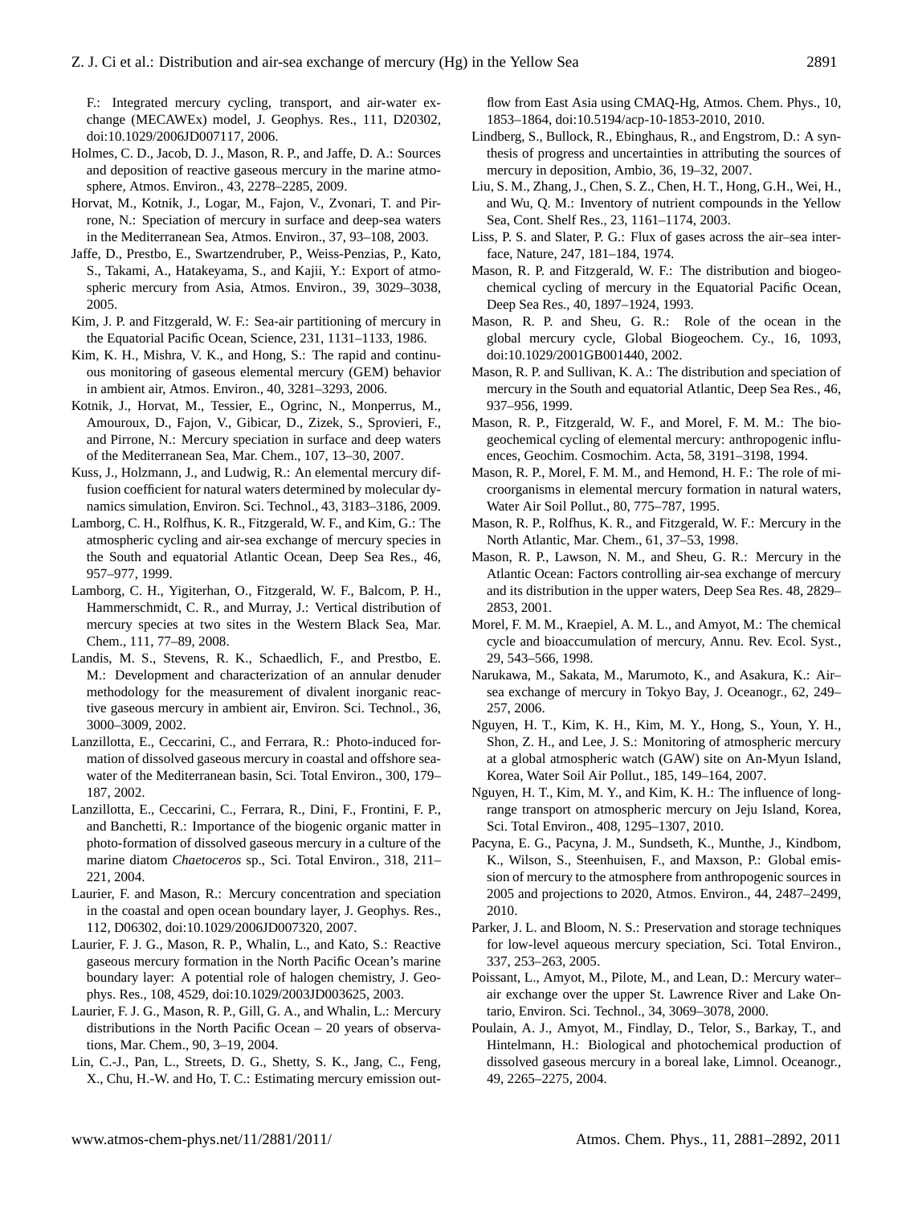F.: Integrated mercury cycling, transport, and air-water exchange (MECAWEx) model, J. Geophys. Res., 111, D20302, doi:10.1029/2006JD007117, 2006.

Holmes, C. D., Jacob, D. J., Mason, R. P., and Jaffe, D. A.: Sources and deposition of reactive gaseous mercury in the marine atmosphere, Atmos. Environ., 43, 2278–2285, 2009.

Horvat, M., Kotnik, J., Logar, M., Fajon, V., Zvonari, T. and Pirrone, N.: Speciation of mercury in surface and deep-sea waters in the Mediterranean Sea, Atmos. Environ., 37, 93–108, 2003.

Jaffe, D., Prestbo, E., Swartzendruber, P., Weiss-Penzias, P., Kato, S., Takami, A., Hatakeyama, S., and Kajii, Y.: Export of atmospheric mercury from Asia, Atmos. Environ., 39, 3029–3038, 2005.

Kim, J. P. and Fitzgerald, W. F.: Sea-air partitioning of mercury in the Equatorial Pacific Ocean, Science, 231, 1131–1133, 1986.

Kim, K. H., Mishra, V. K., and Hong, S.: The rapid and continuous monitoring of gaseous elemental mercury (GEM) behavior in ambient air, Atmos. Environ., 40, 3281–3293, 2006.

Kotnik, J., Horvat, M., Tessier, E., Ogrinc, N., Monperrus, M., Amouroux, D., Fajon, V., Gibicar, D., Zizek, S., Sprovieri, F., and Pirrone, N.: Mercury speciation in surface and deep waters of the Mediterranean Sea, Mar. Chem., 107, 13–30, 2007.

Kuss, J., Holzmann, J., and Ludwig, R.: An elemental mercury diffusion coefficient for natural waters determined by molecular dynamics simulation, Environ. Sci. Technol., 43, 3183–3186, 2009.

Lamborg, C. H., Rolfhus, K. R., Fitzgerald, W. F., and Kim, G.: The atmospheric cycling and air-sea exchange of mercury species in the South and equatorial Atlantic Ocean, Deep Sea Res., 46, 957–977, 1999.

Lamborg, C. H., Yigiterhan, O., Fitzgerald, W. F., Balcom, P. H., Hammerschmidt, C. R., and Murray, J.: Vertical distribution of mercury species at two sites in the Western Black Sea, Mar. Chem., 111, 77–89, 2008.

Landis, M. S., Stevens, R. K., Schaedlich, F., and Prestbo, E. M.: Development and characterization of an annular denuder methodology for the measurement of divalent inorganic reactive gaseous mercury in ambient air, Environ. Sci. Technol., 36, 3000–3009, 2002.

Lanzillotta, E., Ceccarini, C., and Ferrara, R.: Photo-induced formation of dissolved gaseous mercury in coastal and offshore seawater of the Mediterranean basin, Sci. Total Environ., 300, 179–187, 2002.

Lanzillotta, E., Ceccarini, C., Ferrara, R., Dini, F., Frontini, F. P., and Banchetti, R.: Importance of the biogenic organic matter in photo-formation of dissolved gaseous mercury in a culture of the marine diatom *Chaetoceros* sp., Sci. Total Environ., 318, 211–221, 2004.

Laurier, F. and Mason, R.: Mercury concentration and speciation in the coastal and open ocean boundary layer, J. Geophys. Res., 112, D06302, doi:10.1029/2006JD007320, 2007.

Laurier, F. J. G., Mason, R. P., Whalin, L., and Kato, S.: Reactive gaseous mercury formation in the North Pacific Ocean's marine boundary layer: A potential role of halogen chemistry, J. Geophys. Res., 108, 4529, doi:10.1029/2003JD003625, 2003.

Laurier, F. J. G., Mason, R. P., Gill, G. A., and Whalin, L.: Mercury distributions in the North Pacific Ocean – 20 years of observations, Mar. Chem., 90, 3–19, 2004.

Lin, C.-J., Pan, L., Streets, D. G., Shetty, S. K., Jang, C., Feng, X., Chu, H.-W. and Ho, T. C.: Estimating mercury emission outflow from East Asia using CMAQ-Hg, Atmos. Chem. Phys., 10, 1853–1864, doi:10.5194/acp-10-1853-2010, 2010.

Lindberg, S., Bullock, R., Ebinghaus, R., and Engstrom, D.: A synthesis of progress and uncertainties in attributing the sources of mercury in deposition, Ambio, 36, 19–32, 2007.

Liu, S. M., Zhang, J., Chen, S. Z., Chen, H. T., Hong, G.H., Wei, H., and Wu, Q. M.: Inventory of nutrient compounds in the Yellow Sea, Cont. Shelf Res., 23, 1161–1174, 2003.

Liss, P. S. and Slater, P. G.: Flux of gases across the air–sea interface, Nature, 247, 181–184, 1974.

Mason, R. P. and Fitzgerald, W. F.: The distribution and biogeochemical cycling of mercury in the Equatorial Pacific Ocean, Deep Sea Res., 40, 1897–1924, 1993.

Mason, R. P. and Sheu, G. R.: Role of the ocean in the global mercury cycle, Global Biogeochem. Cy., 16, 1093, doi:10.1029/2001GB001440, 2002.

Mason, R. P. and Sullivan, K. A.: The distribution and speciation of mercury in the South and equatorial Atlantic, Deep Sea Res., 46, 937–956, 1999.

Mason, R. P., Fitzgerald, W. F., and Morel, F. M. M.: The biogeochemical cycling of elemental mercury: anthropogenic influences, Geochim. Cosmochim. Acta, 58, 3191–3198, 1994.

Mason, R. P., Morel, F. M. M., and Hemond, H. F.: The role of microorganisms in elemental mercury formation in natural waters, Water Air Soil Pollut., 80, 775–787, 1995.

Mason, R. P., Rolfhus, K. R., and Fitzgerald, W. F.: Mercury in the North Atlantic, Mar. Chem., 61, 37–53, 1998.

Mason, R. P., Lawson, N. M., and Sheu, G. R.: Mercury in the Atlantic Ocean: Factors controlling air-sea exchange of mercury and its distribution in the upper waters, Deep Sea Res. 48, 2829–2853, 2001.

Morel, F. M. M., Kraepiel, A. M. L., and Amyot, M.: The chemical cycle and bioaccumulation of mercury, Annu. Rev. Ecol. Syst., 29, 543–566, 1998.

Narukawa, M., Sakata, M., Marumoto, K., and Asakura, K.: Air–sea exchange of mercury in Tokyo Bay, J. Oceanogr., 62, 249–257, 2006.

Nguyen, H. T., Kim, K. H., Kim, M. Y., Hong, S., Youn, Y. H., Shon, Z. H., and Lee, J. S.: Monitoring of atmospheric mercury at a global atmospheric watch (GAW) site on An-Myun Island, Korea, Water Soil Air Pollut., 185, 149–164, 2007.

Nguyen, H. T., Kim, M. Y., and Kim, K. H.: The influence of long-range transport on atmospheric mercury on Jeju Island, Korea, Sci. Total Environ., 408, 1295–1307, 2010.

Pacyna, E. G., Pacyna, J. M., Sundseth, K., Munthe, J., Kindbom, K., Wilson, S., Steenhuisen, F., and Maxson, P.: Global emission of mercury to the atmosphere from anthropogenic sources in 2005 and projections to 2020, Atmos. Environ., 44, 2487–2499, 2010.

Parker, J. L. and Bloom, N. S.: Preservation and storage techniques for low-level aqueous mercury speciation, Sci. Total Environ., 337, 253–263, 2005.

Poissant, L., Amyot, M., Pilote, M., and Lean, D.: Mercury water–air exchange over the upper St. Lawrence River and Lake Ontario, Environ. Sci. Technol., 34, 3069–3078, 2000.

Poulain, A. J., Amyot, M., Findlay, D., Telor, S., Barkay, T., and Hintelmann, H.: Biological and photochemical production of dissolved gaseous mercury in a boreal lake, Limnol. Oceanogr., 49, 2265–2275, 2004.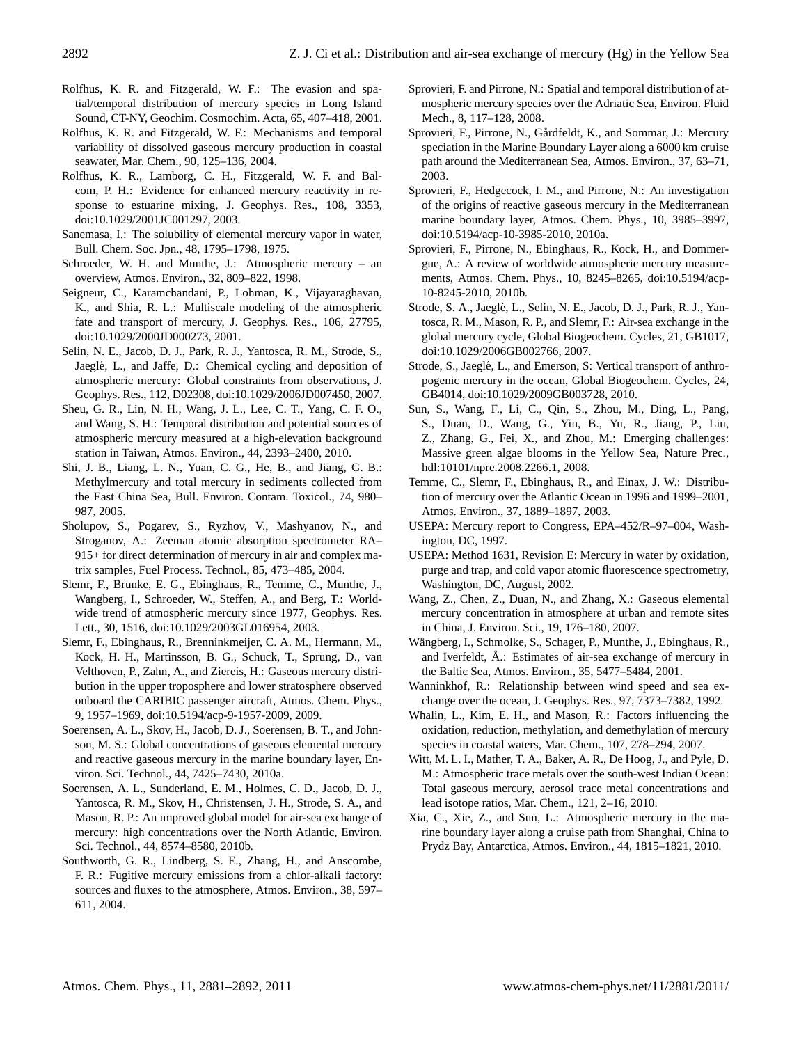Rolfhus, K. R. and Fitzgerald, W. F.: The evasion and spatial/temporal distribution of mercury species in Long Island Sound, CT-NY, Geochim. Cosmochim. Acta, 65, 407–418, 2001.

Rolfhus, K. R. and Fitzgerald, W. F.: Mechanisms and temporal variability of dissolved gaseous mercury production in coastal seawater, Mar. Chem., 90, 125–136, 2004.

Rolfhus, K. R., Lamborg, C. H., Fitzgerald, W. F. and Balcom, P. H.: Evidence for enhanced mercury reactivity in response to estuarine mixing, J. Geophys. Res., 108, 3353, doi:10.1029/2001JC001297, 2003.

Sanemasa, I.: The solubility of elemental mercury vapor in water, Bull. Chem. Soc. Jpn., 48, 1795–1798, 1975.

Schroeder, W. H. and Munthe, J.: Atmospheric mercury – an overview, Atmos. Environ., 32, 809–822, 1998.

Seigneur, C., Karamchandani, P., Lohman, K., Vijayaraghavan, K., and Shia, R. L.: Multiscale modeling of the atmospheric fate and transport of mercury, J. Geophys. Res., 106, 27795, doi:10.1029/2000JD000273, 2001.

Selin, N. E., Jacob, D. J., Park, R. J., Yantosca, R. M., Strode, S., Jaeglé, L., and Jaffe, D.: Chemical cycling and deposition of atmospheric mercury: Global constraints from observations, J. Geophys. Res., 112, D02308, doi:10.1029/2006JD007450, 2007.

Sheu, G. R., Lin, N. H., Wang, J. L., Lee, C. T., Yang, C. F. O., and Wang, S. H.: Temporal distribution and potential sources of atmospheric mercury measured at a high-elevation background station in Taiwan, Atmos. Environ., 44, 2393–2400, 2010.

Shi, J. B., Liang, L. N., Yuan, C. G., He, B., and Jiang, G. B.: Methylmercury and total mercury in sediments collected from the East China Sea, Bull. Environ. Contam. Toxicol., 74, 980–987, 2005.

Sholupov, S., Pogarev, S., Ryzhov, V., Mashyanov, N., and Stroganov, A.: Zeeman atomic absorption spectrometer RA–915+ for direct determination of mercury in air and complex matrix samples, Fuel Process. Technol., 85, 473–485, 2004.

Slemr, F., Brunke, E. G., Ebinghaus, R., Temme, C., Munthe, J., Wangberg, I., Schroeder, W., Steffen, A., and Berg, T.: Worldwide trend of atmospheric mercury since 1977, Geophys. Res. Lett., 30, 1516, doi:10.1029/2003GL016954, 2003.

Slemr, F., Ebinghaus, R., Brenninkmeijer, C. A. M., Hermann, M., Kock, H. H., Martinsson, B. G., Schuck, T., Sprung, D., van Velthoven, P., Zahn, A., and Ziereis, H.: Gaseous mercury distribution in the upper troposphere and lower stratosphere observed onboard the CARIBIC passenger aircraft, Atmos. Chem. Phys., 9, 1957–1969, doi:10.5194/acp-9-1957-2009, 2009.

Soerensen, A. L., Skov, H., Jacob, D. J., Soerensen, B. T., and Johnson, M. S.: Global concentrations of gaseous elemental mercury and reactive gaseous mercury in the marine boundary layer, Environ. Sci. Technol., 44, 7425–7430, 2010a.

Soerensen, A. L., Sunderland, E. M., Holmes, C. D., Jacob, D. J., Yantosca, R. M., Skov, H., Christensen, J. H., Strode, S. A., and Mason, R. P.: An improved global model for air-sea exchange of mercury: high concentrations over the North Atlantic, Environ. Sci. Technol., 44, 8574–8580, 2010b.

Southworth, G. R., Lindberg, S. E., Zhang, H., and Anscombe, F. R.: Fugitive mercury emissions from a chlor-alkali factory: sources and fluxes to the atmosphere, Atmos. Environ., 38, 597–611, 2004.

Sprovieri, F. and Pirrone, N.: Spatial and temporal distribution of atmospheric mercury species over the Adriatic Sea, Environ. Fluid Mech., 8, 117–128, 2008.

Sprovieri, F., Pirrone, N., Gårdfeldt, K., and Sommar, J.: Mercury speciation in the Marine Boundary Layer along a 6000 km cruise path around the Mediterranean Sea, Atmos. Environ., 37, 63–71, 2003.

Sprovieri, F., Hedgecock, I. M., and Pirrone, N.: An investigation of the origins of reactive gaseous mercury in the Mediterranean marine boundary layer, Atmos. Chem. Phys., 10, 3985–3997, doi:10.5194/acp-10-3985-2010, 2010a.

Sprovieri, F., Pirrone, N., Ebinghaus, R., Kock, H., and Dommergue, A.: A review of worldwide atmospheric mercury measurements, Atmos. Chem. Phys., 10, 8245–8265, doi:10.5194/acp-10-8245-2010, 2010b.

Strode, S. A., Jaeglé, L., Selin, N. E., Jacob, D. J., Park, R. J., Yantosca, R. M., Mason, R. P., and Slemr, F.: Air-sea exchange in the global mercury cycle, Global Biogeochem. Cycles, 21, GB1017, doi:10.1029/2006GB002766, 2007.

Strode, S., Jaeglé, L., and Emerson, S: Vertical transport of anthropogenic mercury in the ocean, Global Biogeochem. Cycles, 24, GB4014, doi:10.1029/2009GB003728, 2010.

Sun, S., Wang, F., Li, C., Qin, S., Zhou, M., Ding, L., Pang, S., Duan, D., Wang, G., Yin, B., Yu, R., Jiang, P., Liu, Z., Zhang, G., Fei, X., and Zhou, M.: Emerging challenges: Massive green algae blooms in the Yellow Sea, Nature Prec., hdl:10101/npre.2008.2266.1, 2008.

Temme, C., Slemr, F., Ebinghaus, R., and Einax, J. W.: Distribution of mercury over the Atlantic Ocean in 1996 and 1999–2001, Atmos. Environ., 37, 1889–1897, 2003.

USEPA: Mercury report to Congress, EPA–452/R–97–004, Washington, DC, 1997.

USEPA: Method 1631, Revision E: Mercury in water by oxidation, purge and trap, and cold vapor atomic fluorescence spectrometry, Washington, DC, August, 2002.

Wang, Z., Chen, Z., Duan, N., and Zhang, X.: Gaseous elemental mercury concentration in atmosphere at urban and remote sites in China, J. Environ. Sci., 19, 176–180, 2007.

Wängberg, I., Schmolke, S., Schager, P., Munthe, J., Ebinghaus, R., and Iverfeldt, Å.: Estimates of air-sea exchange of mercury in the Baltic Sea, Atmos. Environ., 35, 5477–5484, 2001.

Wanninkhof, R.: Relationship between wind speed and sea exchange over the ocean, J. Geophys. Res., 97, 7373–7382, 1992.

Whalin, L., Kim, E. H., and Mason, R.: Factors influencing the oxidation, reduction, methylation, and demethylation of mercury species in coastal waters, Mar. Chem., 107, 278–294, 2007.

Witt, M. L. I., Mather, T. A., Baker, A. R., De Hoog, J., and Pyle, D. M.: Atmospheric trace metals over the south-west Indian Ocean: Total gaseous mercury, aerosol trace metal concentrations and lead isotope ratios, Mar. Chem., 121, 2–16, 2010.

Xia, C., Xie, Z., and Sun, L.: Atmospheric mercury in the marine boundary layer along a cruise path from Shanghai, China to Prydz Bay, Antarctica, Atmos. Environ., 44, 1815–1821, 2010.